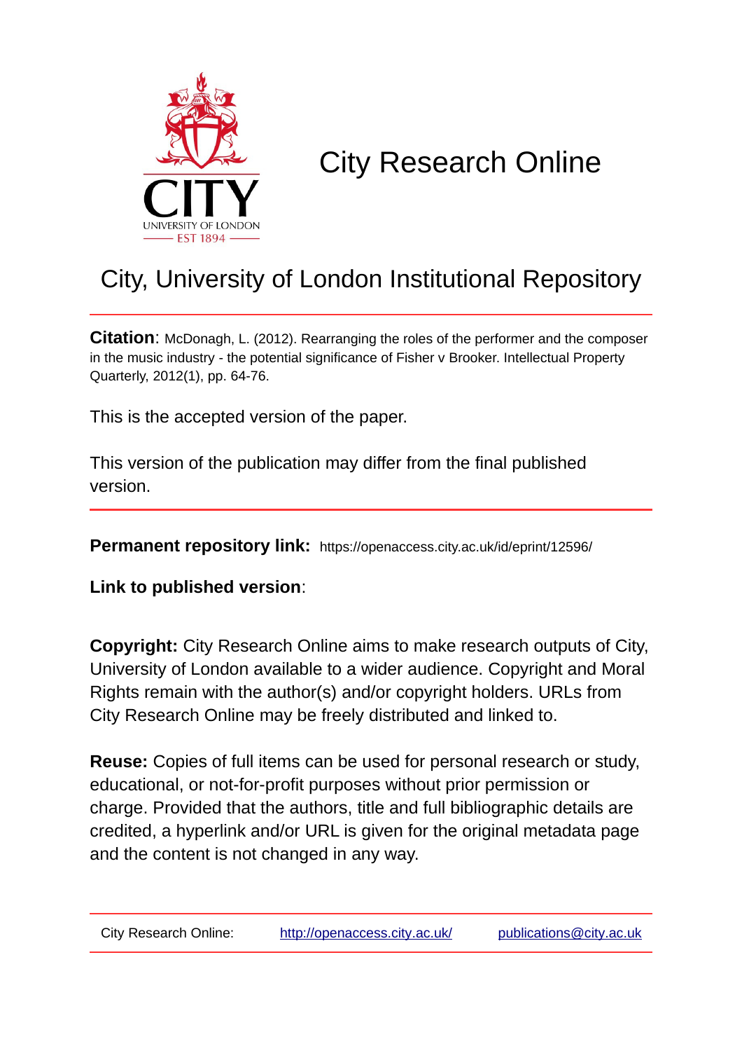# City Research Online

## City, University of London Institutional Repository

**Citation**: McDonagh, L. (2012). Rearranging the roles of the performer and the composer in the music industry - the potential significance of Fisher v Brooker. Intellectual Property Quarterly, 2012(1), pp. 64-76.

This is the accepted version of the paper.

This version of the publication may differ from the final published version.

**Permanent repository link:** https://openaccess.city.ac.uk/id/eprint/12596/

**Link to published version**:

**Copyright:** City Research Online aims to make research outputs of City, University of London available to a wider audience. Copyright and Moral Rights remain with the author(s) and/or copyright holders. URLs from City Research Online may be freely distributed and linked to.

**Reuse:** Copies of full items can be used for personal research or study, educational, or not-for-profit purposes without prior permission or charge. Provided that the authors, title and full bibliographic details are credited, a hyperlink and/or URL is given for the original metadata page and the content is not changed in any way.

City Research Online: http://openaccess.city.ac.uk/ publications@city.ac.uk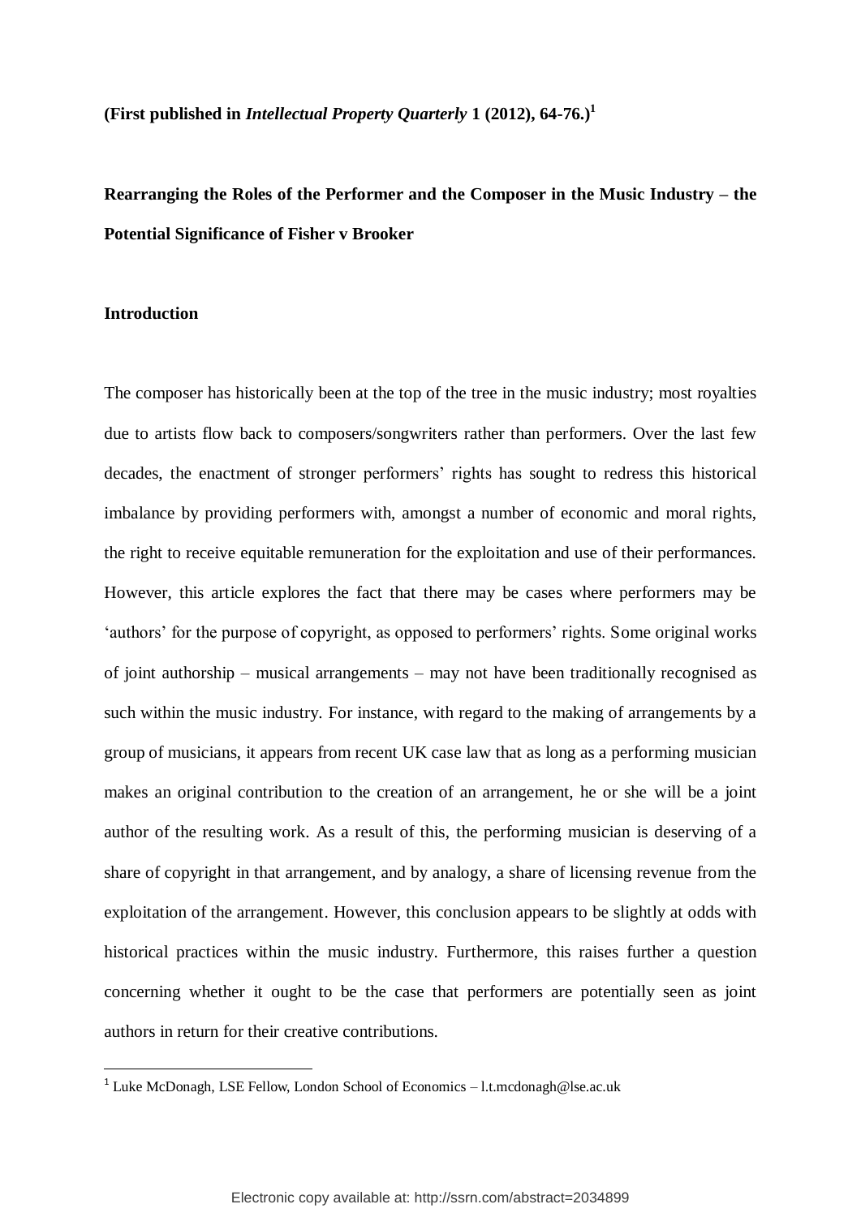**(First published in *Intellectual Property Quarterly* 1 (2012), 64-76.)**[1]

**Rearranging the Roles of the Performer and the Composer in the Music Industry – the Potential Significance of Fisher v Brooker**

**Introduction**

The composer has historically been at the top of the tree in the music industry; most royalties due to artists flow back to composers/songwriters rather than performers. Over the last few decades, the enactment of stronger performers' rights has sought to redress this historical imbalance by providing performers with, amongst a number of economic and moral rights, the right to receive equitable remuneration for the exploitation and use of their performances. However, this article explores the fact that there may be cases where performers may be 'authors' for the purpose of copyright, as opposed to performers' rights. Some original works of joint authorship – musical arrangements – may not have been traditionally recognised as such within the music industry. For instance, with regard to the making of arrangements by a group of musicians, it appears from recent UK case law that as long as a performing musician makes an original contribution to the creation of an arrangement, he or she will be a joint author of the resulting work. As a result of this, the performing musician is deserving of a share of copyright in that arrangement, and by analogy, a share of licensing revenue from the exploitation of the arrangement. However, this conclusion appears to be slightly at odds with historical practices within the music industry. Furthermore, this raises further a question concerning whether it ought to be the case that performers are potentially seen as joint authors in return for their creative contributions.

[1] Luke McDonagh, LSE Fellow, London School of Economics – l.t.mcdonagh@lse.ac.uk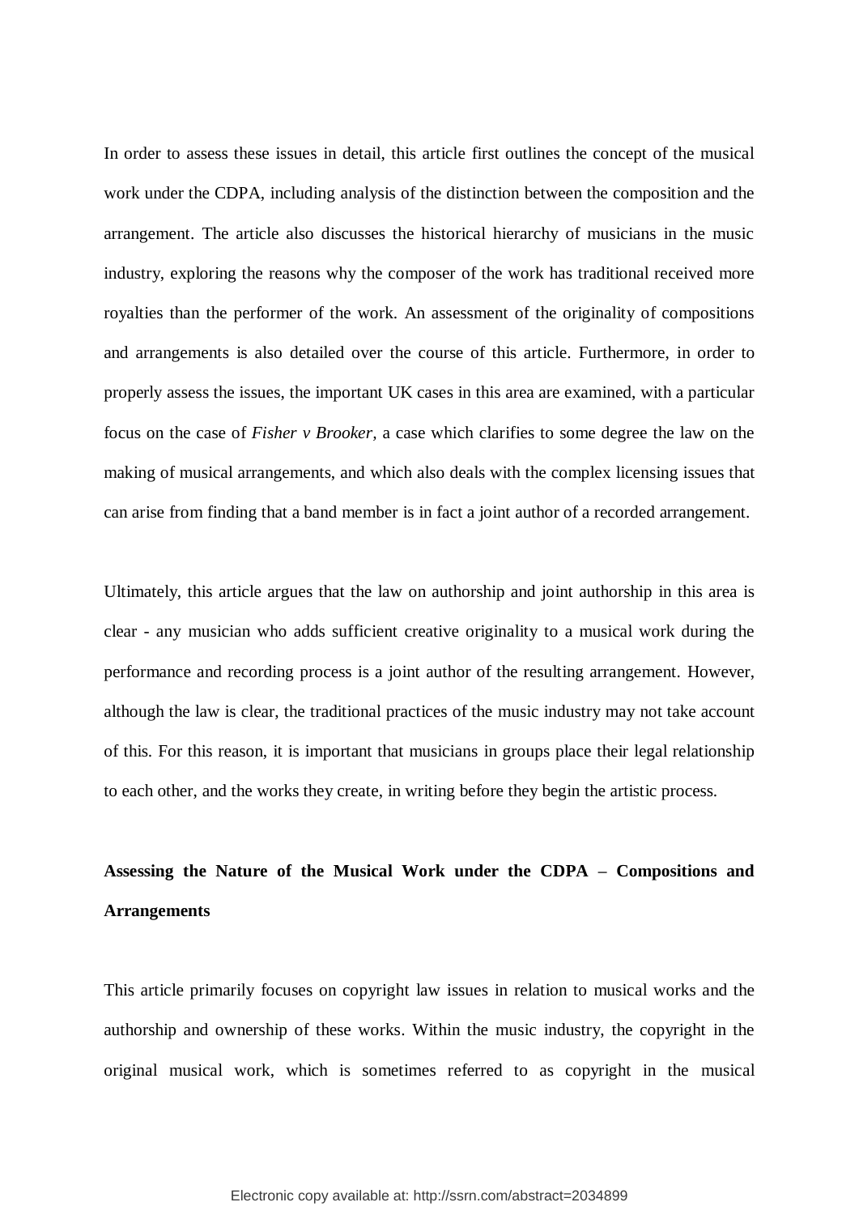In order to assess these issues in detail, this article first outlines the concept of the musical work under the CDPA, including analysis of the distinction between the composition and the arrangement. The article also discusses the historical hierarchy of musicians in the music industry, exploring the reasons why the composer of the work has traditional received more royalties than the performer of the work. An assessment of the originality of compositions and arrangements is also detailed over the course of this article. Furthermore, in order to properly assess the issues, the important UK cases in this area are examined, with a particular focus on the case of *Fisher v Brooker*, a case which clarifies to some degree the law on the making of musical arrangements, and which also deals with the complex licensing issues that can arise from finding that a band member is in fact a joint author of a recorded arrangement.

Ultimately, this article argues that the law on authorship and joint authorship in this area is clear - any musician who adds sufficient creative originality to a musical work during the performance and recording process is a joint author of the resulting arrangement. However, although the law is clear, the traditional practices of the music industry may not take account of this. For this reason, it is important that musicians in groups place their legal relationship to each other, and the works they create, in writing before they begin the artistic process.

## Assessing the Nature of the Musical Work under the CDPA – Compositions and Arrangements

This article primarily focuses on copyright law issues in relation to musical works and the authorship and ownership of these works. Within the music industry, the copyright in the original musical work, which is sometimes referred to as copyright in the musical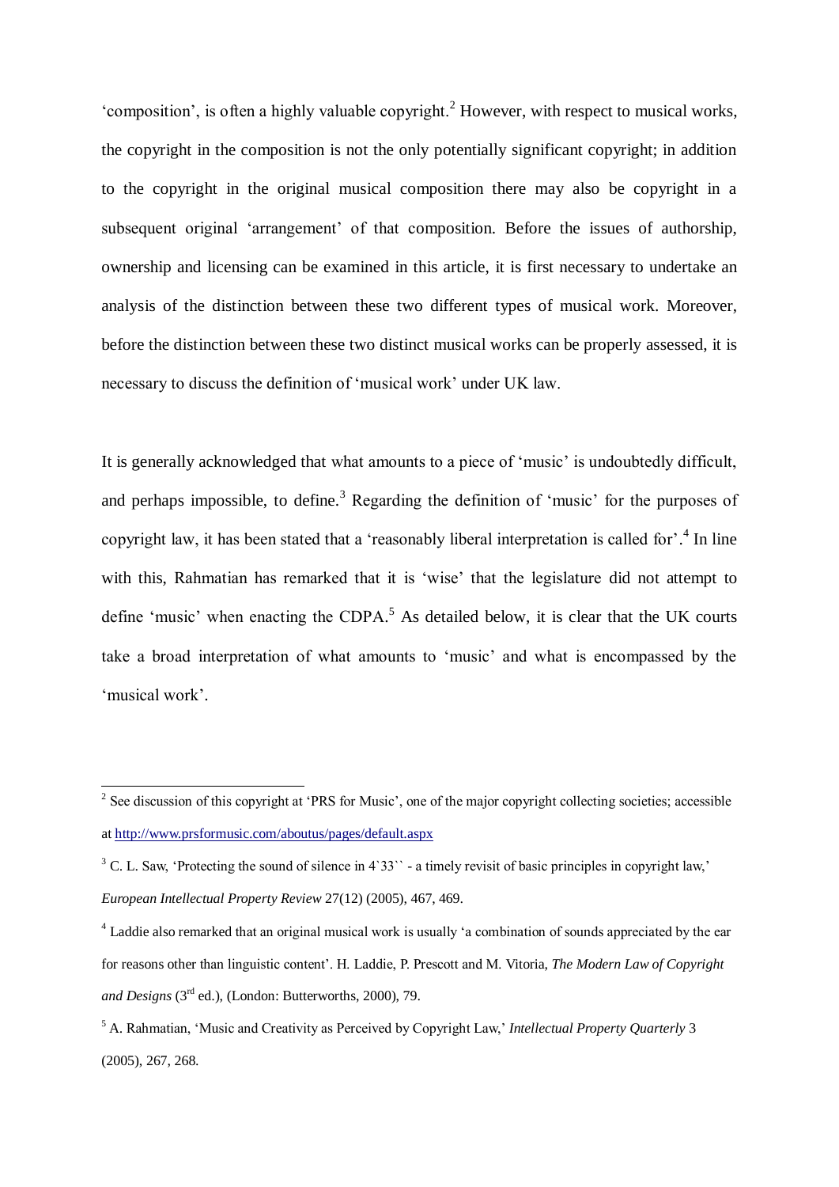'composition', is often a highly valuable copyright.[2] However, with respect to musical works, the copyright in the composition is not the only potentially significant copyright; in addition to the copyright in the original musical composition there may also be copyright in a subsequent original 'arrangement' of that composition. Before the issues of authorship, ownership and licensing can be examined in this article, it is first necessary to undertake an analysis of the distinction between these two different types of musical work. Moreover, before the distinction between these two distinct musical works can be properly assessed, it is necessary to discuss the definition of 'musical work' under UK law.

It is generally acknowledged that what amounts to a piece of 'music' is undoubtedly difficult, and perhaps impossible, to define.[3] Regarding the definition of 'music' for the purposes of copyright law, it has been stated that a 'reasonably liberal interpretation is called for'.[4] In line with this, Rahmatian has remarked that it is 'wise' that the legislature did not attempt to define 'music' when enacting the CDPA.[5] As detailed below, it is clear that the UK courts take a broad interpretation of what amounts to 'music' and what is encompassed by the 'musical work'.

---

[2] See discussion of this copyright at 'PRS for Music', one of the major copyright collecting societies; accessible at http://www.prsformusic.com/aboutus/pages/default.aspx

[3] C. L. Saw, 'Protecting the sound of silence in 4`33`` - a timely revisit of basic principles in copyright law,' *European Intellectual Property Review* 27(12) (2005), 467, 469.

[4] Laddie also remarked that an original musical work is usually 'a combination of sounds appreciated by the ear for reasons other than linguistic content'. H. Laddie, P. Prescott and M. Vitoria, *The Modern Law of Copyright and Designs* (3rd ed.), (London: Butterworths, 2000), 79.

[5] A. Rahmatian, 'Music and Creativity as Perceived by Copyright Law,' *Intellectual Property Quarterly* 3 (2005), 267, 268.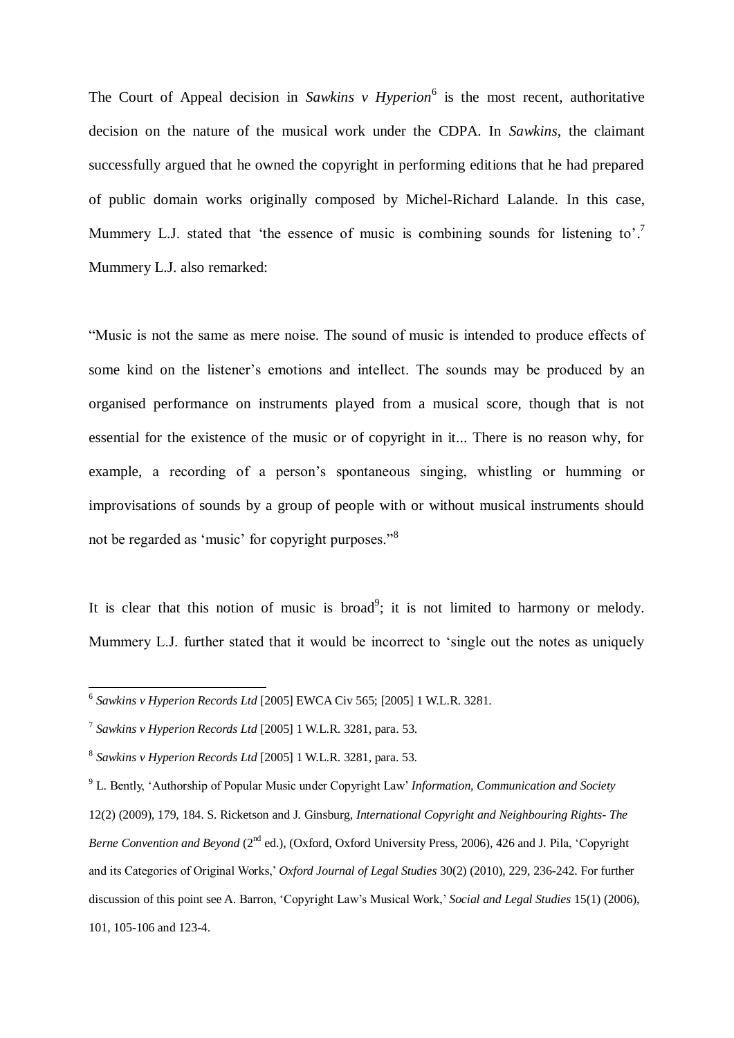The Court of Appeal decision in *Sawkins v Hyperion*[6] is the most recent, authoritative decision on the nature of the musical work under the CDPA. In *Sawkins*, the claimant successfully argued that he owned the copyright in performing editions that he had prepared of public domain works originally composed by Michel-Richard Lalande. In this case, Mummery L.J. stated that 'the essence of music is combining sounds for listening to'.[7] Mummery L.J. also remarked:

"Music is not the same as mere noise. The sound of music is intended to produce effects of some kind on the listener's emotions and intellect. The sounds may be produced by an organised performance on instruments played from a musical score, though that is not essential for the existence of the music or of copyright in it... There is no reason why, for example, a recording of a person's spontaneous singing, whistling or humming or improvisations of sounds by a group of people with or without musical instruments should not be regarded as 'music' for copyright purposes."[8]

It is clear that this notion of music is broad[9]; it is not limited to harmony or melody. Mummery L.J. further stated that it would be incorrect to 'single out the notes as uniquely

---

[6] *Sawkins v Hyperion Records Ltd* [2005] EWCA Civ 565; [2005] 1 W.L.R. 3281.

[7] *Sawkins v Hyperion Records Ltd* [2005] 1 W.L.R. 3281, para. 53.

[8] *Sawkins v Hyperion Records Ltd* [2005] 1 W.L.R. 3281, para. 53.

[9] L. Bently, 'Authorship of Popular Music under Copyright Law' *Information, Communication and Society* 12(2) (2009), 179, 184. S. Ricketson and J. Ginsburg, *International Copyright and Neighbouring Rights- The Berne Convention and Beyond* (2nd ed.), (Oxford, Oxford University Press, 2006), 426 and J. Pila, 'Copyright and its Categories of Original Works,' *Oxford Journal of Legal Studies* 30(2) (2010), 229, 236-242. For further discussion of this point see A. Barron, 'Copyright Law's Musical Work,' *Social and Legal Studies* 15(1) (2006), 101, 105-106 and 123-4.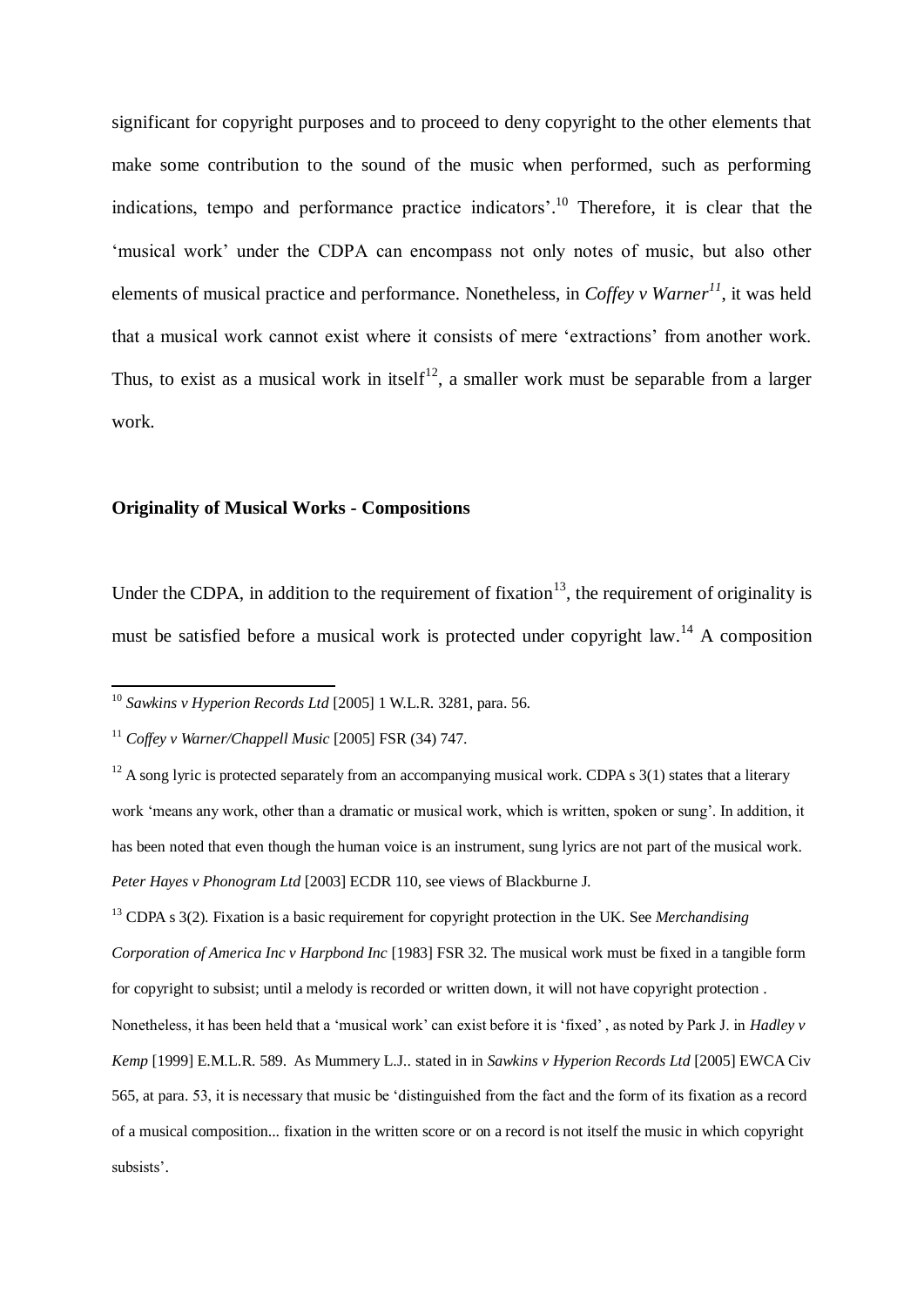significant for copyright purposes and to proceed to deny copyright to the other elements that make some contribution to the sound of the music when performed, such as performing indications, tempo and performance practice indicators'.[10] Therefore, it is clear that the 'musical work' under the CDPA can encompass not only notes of music, but also other elements of musical practice and performance. Nonetheless, in *Coffey v Warner[11]*, it was held that a musical work cannot exist where it consists of mere 'extractions' from another work. Thus, to exist as a musical work in itself[12], a smaller work must be separable from a larger work.

**Originality of Musical Works - Compositions**

Under the CDPA, in addition to the requirement of fixation[13], the requirement of originality is must be satisfied before a musical work is protected under copyright law.[14] A composition

---

[10] *Sawkins v Hyperion Records Ltd* [2005] 1 W.L.R. 3281, para. 56.

[11] *Coffey v Warner/Chappell Music* [2005] FSR (34) 747.

[12] A song lyric is protected separately from an accompanying musical work. CDPA s 3(1) states that a literary work 'means any work, other than a dramatic or musical work, which is written, spoken or sung'. In addition, it has been noted that even though the human voice is an instrument, sung lyrics are not part of the musical work. *Peter Hayes v Phonogram Ltd* [2003] ECDR 110, see views of Blackburne J.

[13] CDPA s 3(2). Fixation is a basic requirement for copyright protection in the UK. See *Merchandising Corporation of America Inc v Harpbond Inc* [1983] FSR 32. The musical work must be fixed in a tangible form for copyright to subsist; until a melody is recorded or written down, it will not have copyright protection . Nonetheless, it has been held that a 'musical work' can exist before it is 'fixed' , as noted by Park J. in *Hadley v Kemp* [1999] E.M.L.R. 589. As Mummery L.J.. stated in in *Sawkins v Hyperion Records Ltd* [2005] EWCA Civ 565, at para. 53, it is necessary that music be 'distinguished from the fact and the form of its fixation as a record of a musical composition... fixation in the written score or on a record is not itself the music in which copyright subsists'.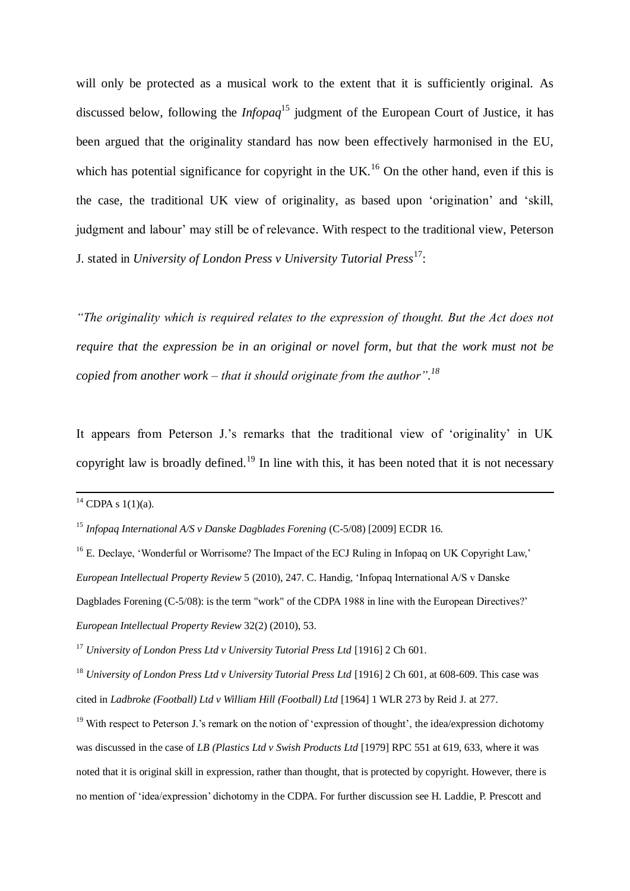will only be protected as a musical work to the extent that it is sufficiently original. As discussed below, following the *Infopaq*[15] judgment of the European Court of Justice, it has been argued that the originality standard has now been effectively harmonised in the EU, which has potential significance for copyright in the UK.[16] On the other hand, even if this is the case, the traditional UK view of originality, as based upon 'origination' and 'skill, judgment and labour' may still be of relevance. With respect to the traditional view, Peterson J. stated in *University of London Press v University Tutorial Press*[17]:

*"The originality which is required relates to the expression of thought. But the Act does not require that the expression be in an original or novel form, but that the work must not be copied from another work – that it should originate from the author".*[18]

It appears from Peterson J.'s remarks that the traditional view of 'originality' in UK copyright law is broadly defined.[19] In line with this, it has been noted that it is not necessary

---

[14] CDPA s 1(1)(a).

[15] *Infopaq International A/S v Danske Dagblades Forening* (C-5/08) [2009] ECDR 16.

[16] E. Declaye, 'Wonderful or Worrisome? The Impact of the ECJ Ruling in Infopaq on UK Copyright Law,' *European Intellectual Property Review* 5 (2010), 247. C. Handig, 'Infopaq International A/S v Danske Dagblades Forening (C-5/08): is the term "work" of the CDPA 1988 in line with the European Directives?' *European Intellectual Property Review* 32(2) (2010), 53.

[17] *University of London Press Ltd v University Tutorial Press Ltd* [1916] 2 Ch 601.

[18] *University of London Press Ltd v University Tutorial Press Ltd* [1916] 2 Ch 601, at 608-609. This case was cited in *Ladbroke (Football) Ltd v William Hill (Football) Ltd* [1964] 1 WLR 273 by Reid J. at 277.

[19] With respect to Peterson J.'s remark on the notion of 'expression of thought', the idea/expression dichotomy was discussed in the case of *LB (Plastics Ltd v Swish Products Ltd* [1979] RPC 551 at 619, 633, where it was noted that it is original skill in expression, rather than thought, that is protected by copyright. However, there is no mention of 'idea/expression' dichotomy in the CDPA. For further discussion see H. Laddie, P. Prescott and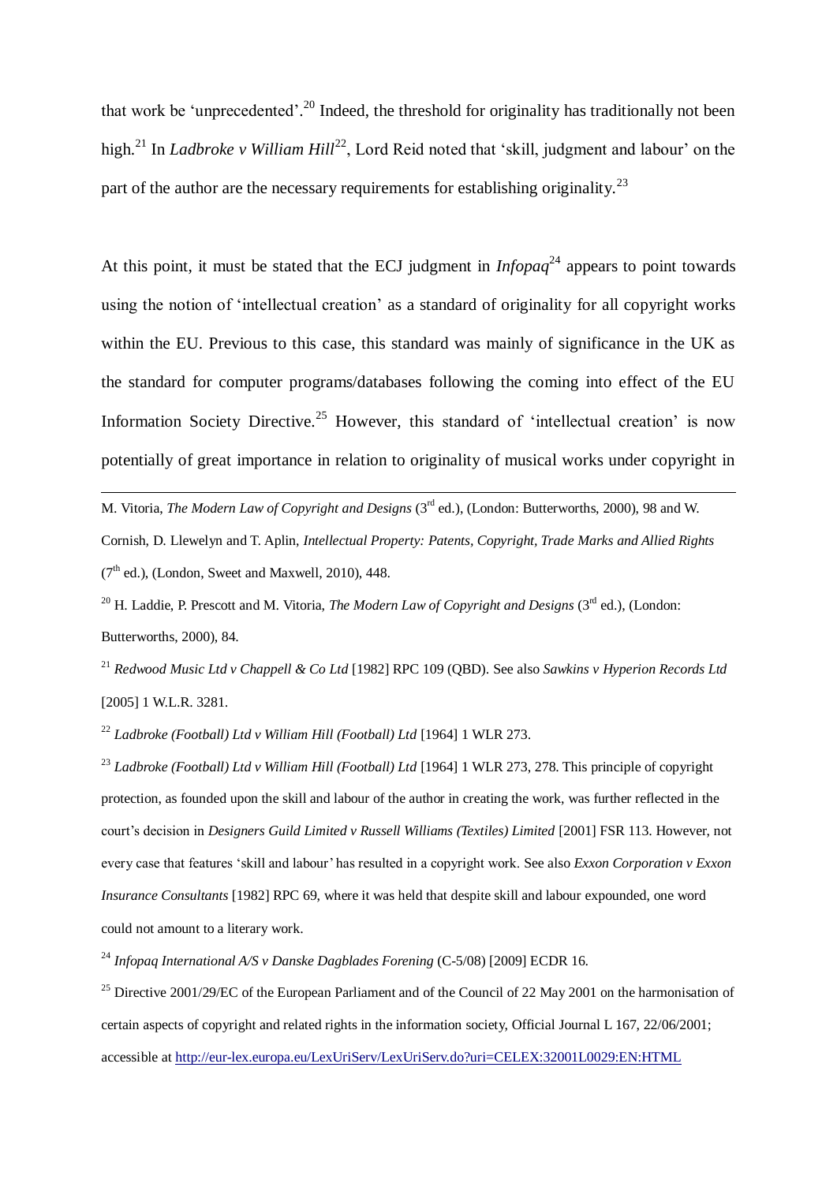that work be 'unprecedented'.[20] Indeed, the threshold for originality has traditionally not been high.[21] In *Ladbroke v William Hill*[22], Lord Reid noted that 'skill, judgment and labour' on the part of the author are the necessary requirements for establishing originality.[23]

At this point, it must be stated that the ECJ judgment in *Infopaq*[24] appears to point towards using the notion of 'intellectual creation' as a standard of originality for all copyright works within the EU. Previous to this case, this standard was mainly of significance in the UK as the standard for computer programs/databases following the coming into effect of the EU Information Society Directive.[25] However, this standard of 'intellectual creation' is now potentially of great importance in relation to originality of musical works under copyright in

---

M. Vitoria, *The Modern Law of Copyright and Designs* (3rd ed.), (London: Butterworths, 2000), 98 and W. Cornish, D. Llewelyn and T. Aplin, *Intellectual Property: Patents, Copyright, Trade Marks and Allied Rights* (7th ed.), (London, Sweet and Maxwell, 2010), 448.

[20] H. Laddie, P. Prescott and M. Vitoria, *The Modern Law of Copyright and Designs* (3rd ed.), (London: Butterworths, 2000), 84.

[21] *Redwood Music Ltd v Chappell & Co Ltd* [1982] RPC 109 (QBD). See also *Sawkins v Hyperion Records Ltd* [2005] 1 W.L.R. 3281.

[22] *Ladbroke (Football) Ltd v William Hill (Football) Ltd* [1964] 1 WLR 273.

[23] *Ladbroke (Football) Ltd v William Hill (Football) Ltd* [1964] 1 WLR 273, 278. This principle of copyright protection, as founded upon the skill and labour of the author in creating the work, was further reflected in the court's decision in *Designers Guild Limited v Russell Williams (Textiles) Limited* [2001] FSR 113. However, not every case that features 'skill and labour' has resulted in a copyright work. See also *Exxon Corporation v Exxon Insurance Consultants* [1982] RPC 69, where it was held that despite skill and labour expounded, one word could not amount to a literary work.

[24] *Infopaq International A/S v Danske Dagblades Forening* (C-5/08) [2009] ECDR 16.

[25] Directive 2001/29/EC of the European Parliament and of the Council of 22 May 2001 on the harmonisation of certain aspects of copyright and related rights in the information society, Official Journal L 167, 22/06/2001; accessible at http://eur-lex.europa.eu/LexUriServ/LexUriServ.do?uri=CELEX:32001L0029:EN:HTML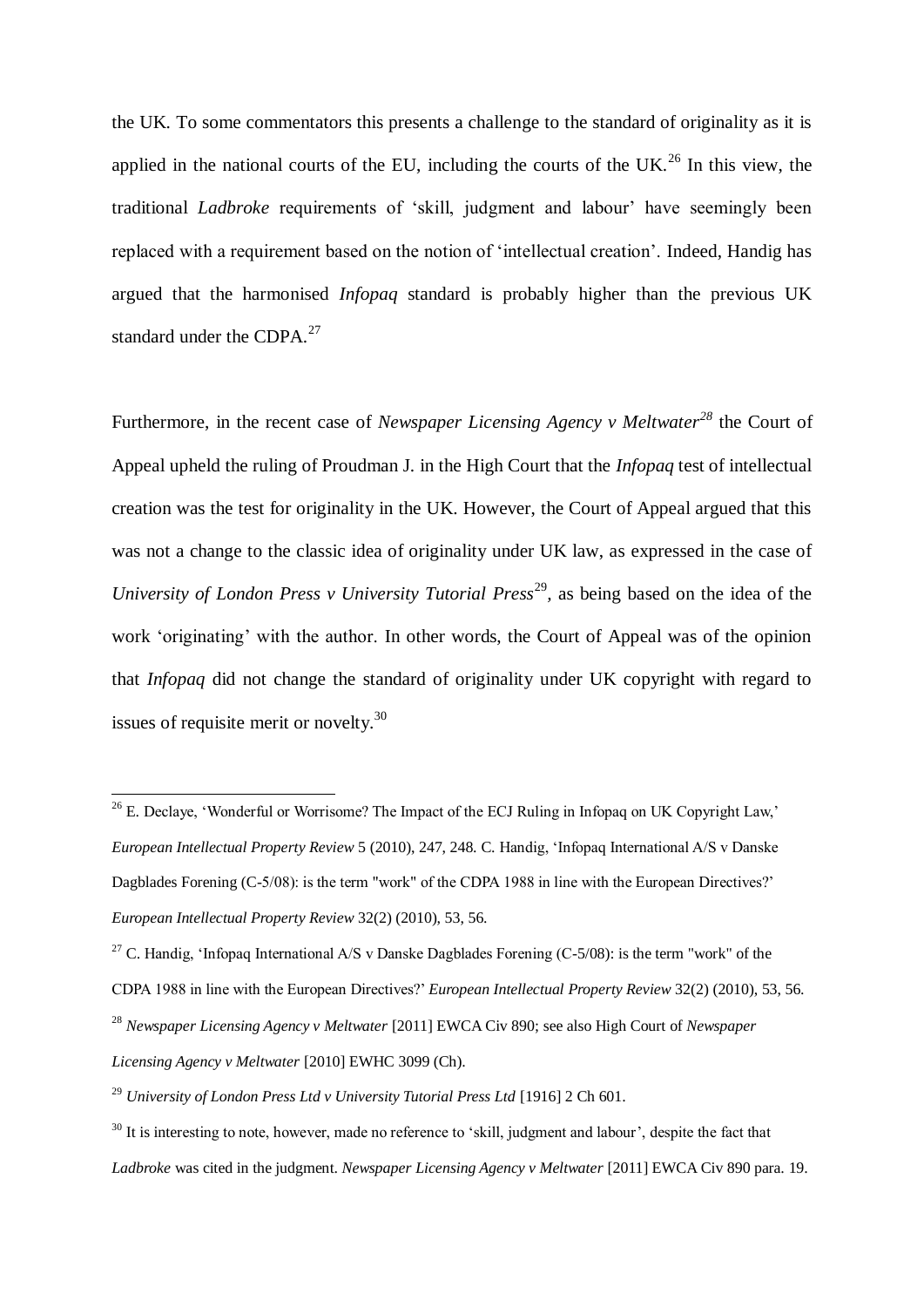the UK. To some commentators this presents a challenge to the standard of originality as it is applied in the national courts of the EU, including the courts of the UK.[26] In this view, the traditional *Ladbroke* requirements of 'skill, judgment and labour' have seemingly been replaced with a requirement based on the notion of 'intellectual creation'. Indeed, Handig has argued that the harmonised *Infopaq* standard is probably higher than the previous UK standard under the CDPA.[27]

Furthermore, in the recent case of *Newspaper Licensing Agency v Meltwater*[28] the Court of Appeal upheld the ruling of Proudman J. in the High Court that the *Infopaq* test of intellectual creation was the test for originality in the UK. However, the Court of Appeal argued that this was not a change to the classic idea of originality under UK law, as expressed in the case of *University of London Press v University Tutorial Press*[29], as being based on the idea of the work 'originating' with the author. In other words, the Court of Appeal was of the opinion that *Infopaq* did not change the standard of originality under UK copyright with regard to issues of requisite merit or novelty.[30]

---

[26] E. Declaye, 'Wonderful or Worrisome? The Impact of the ECJ Ruling in Infopaq on UK Copyright Law,' *European Intellectual Property Review* 5 (2010), 247, 248. C. Handig, 'Infopaq International A/S v Danske Dagblades Forening (C-5/08): is the term "work" of the CDPA 1988 in line with the European Directives?' *European Intellectual Property Review* 32(2) (2010), 53, 56.

[27] C. Handig, 'Infopaq International A/S v Danske Dagblades Forening (C-5/08): is the term "work" of the CDPA 1988 in line with the European Directives?' *European Intellectual Property Review* 32(2) (2010), 53, 56.

[28] *Newspaper Licensing Agency v Meltwater* [2011] EWCA Civ 890; see also High Court of *Newspaper Licensing Agency v Meltwater* [2010] EWHC 3099 (Ch).

[29] *University of London Press Ltd v University Tutorial Press Ltd* [1916] 2 Ch 601.

[30] It is interesting to note, however, made no reference to 'skill, judgment and labour', despite the fact that *Ladbroke* was cited in the judgment. *Newspaper Licensing Agency v Meltwater* [2011] EWCA Civ 890 para. 19.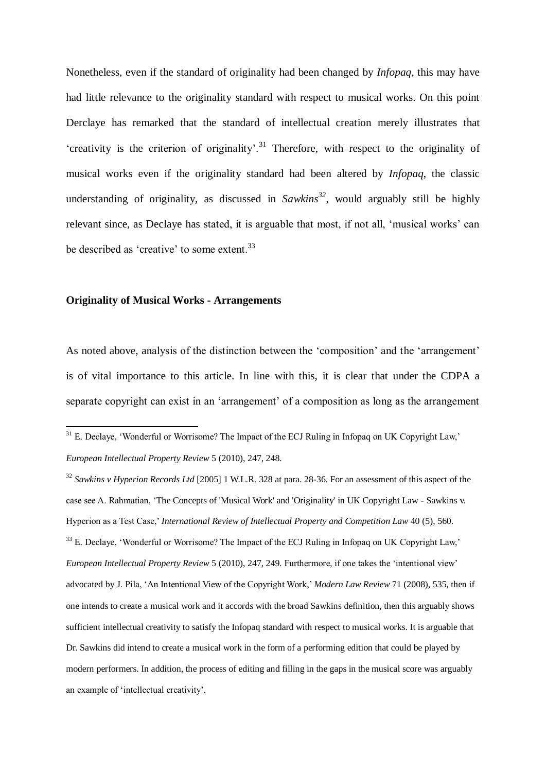Nonetheless, even if the standard of originality had been changed by *Infopaq*, this may have had little relevance to the originality standard with respect to musical works. On this point Derclaye has remarked that the standard of intellectual creation merely illustrates that 'creativity is the criterion of originality'.[31] Therefore, with respect to the originality of musical works even if the originality standard had been altered by *Infopaq*, the classic understanding of originality, as discussed in *Sawkins*[32], would arguably still be highly relevant since, as Declaye has stated, it is arguable that most, if not all, 'musical works' can be described as 'creative' to some extent.[33]

**Originality of Musical Works - Arrangements**

As noted above, analysis of the distinction between the 'composition' and the 'arrangement' is of vital importance to this article. In line with this, it is clear that under the CDPA a separate copyright can exist in an 'arrangement' of a composition as long as the arrangement

---

[31] E. Declaye, 'Wonderful or Worrisome? The Impact of the ECJ Ruling in Infopaq on UK Copyright Law,' *European Intellectual Property Review* 5 (2010), 247, 248.

[32] *Sawkins v Hyperion Records Ltd* [2005] 1 W.L.R. 328 at para. 28-36. For an assessment of this aspect of the case see A. Rahmatian, 'The Concepts of 'Musical Work' and 'Originality' in UK Copyright Law - Sawkins v. Hyperion as a Test Case,' *International Review of Intellectual Property and Competition Law* 40 (5), 560.

[33] E. Declaye, 'Wonderful or Worrisome? The Impact of the ECJ Ruling in Infopaq on UK Copyright Law,' *European Intellectual Property Review* 5 (2010), 247, 249. Furthermore, if one takes the 'intentional view' advocated by J. Pila, 'An Intentional View of the Copyright Work,' *Modern Law Review* 71 (2008), 535, then if one intends to create a musical work and it accords with the broad Sawkins definition, then this arguably shows sufficient intellectual creativity to satisfy the Infopaq standard with respect to musical works. It is arguable that Dr. Sawkins did intend to create a musical work in the form of a performing edition that could be played by modern performers. In addition, the process of editing and filling in the gaps in the musical score was arguably an example of 'intellectual creativity'.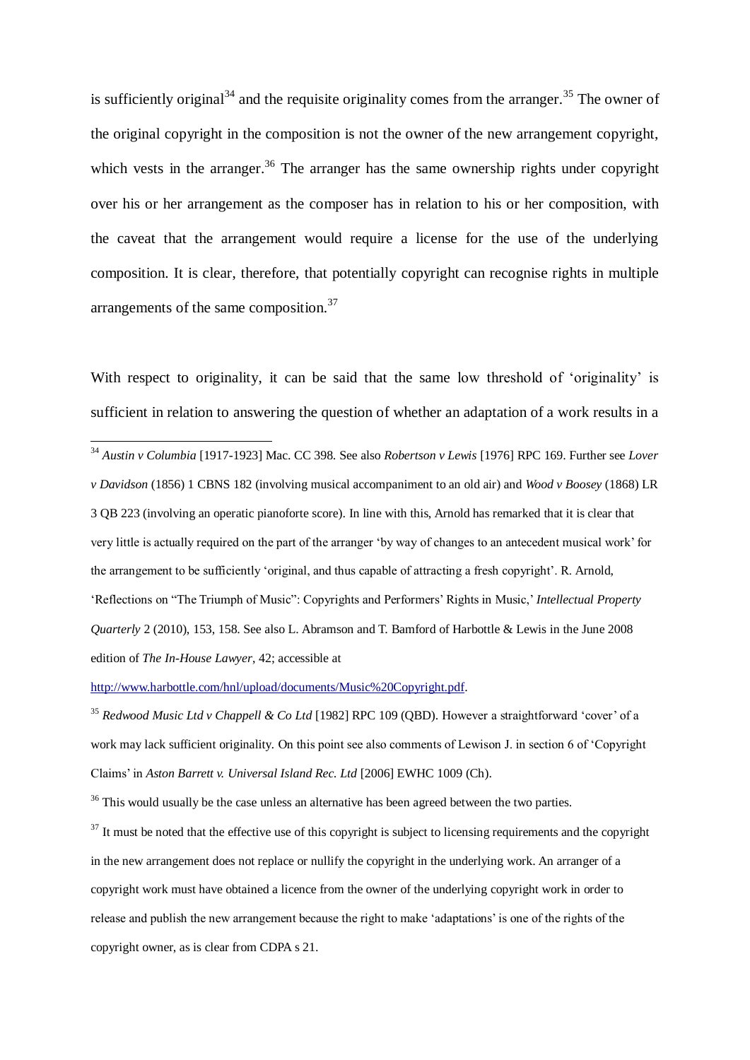is sufficiently original[34] and the requisite originality comes from the arranger.[35] The owner of the original copyright in the composition is not the owner of the new arrangement copyright, which vests in the arranger.[36] The arranger has the same ownership rights under copyright over his or her arrangement as the composer has in relation to his or her composition, with the caveat that the arrangement would require a license for the use of the underlying composition. It is clear, therefore, that potentially copyright can recognise rights in multiple arrangements of the same composition.[37]

With respect to originality, it can be said that the same low threshold of 'originality' is sufficient in relation to answering the question of whether an adaptation of a work results in a

---

[34] *Austin v Columbia* [1917-1923] Mac. CC 398. See also *Robertson v Lewis* [1976] RPC 169. Further see *Lover v Davidson* (1856) 1 CBNS 182 (involving musical accompaniment to an old air) and *Wood v Boosey* (1868) LR 3 QB 223 (involving an operatic pianoforte score). In line with this, Arnold has remarked that it is clear that very little is actually required on the part of the arranger 'by way of changes to an antecedent musical work' for the arrangement to be sufficiently 'original, and thus capable of attracting a fresh copyright'. R. Arnold, 'Reflections on "The Triumph of Music": Copyrights and Performers' Rights in Music,' *Intellectual Property Quarterly* 2 (2010), 153, 158. See also L. Abramson and T. Bamford of Harbottle & Lewis in the June 2008 edition of *The In-House Lawyer*, 42; accessible at http://www.harbottle.com/hnl/upload/documents/Music%20Copyright.pdf.

[35] *Redwood Music Ltd v Chappell & Co Ltd* [1982] RPC 109 (QBD). However a straightforward 'cover' of a work may lack sufficient originality. On this point see also comments of Lewison J. in section 6 of 'Copyright Claims' in *Aston Barrett v. Universal Island Rec. Ltd* [2006] EWHC 1009 (Ch).

[36] This would usually be the case unless an alternative has been agreed between the two parties.

[37] It must be noted that the effective use of this copyright is subject to licensing requirements and the copyright in the new arrangement does not replace or nullify the copyright in the underlying work. An arranger of a copyright work must have obtained a licence from the owner of the underlying copyright work in order to release and publish the new arrangement because the right to make 'adaptations' is one of the rights of the copyright owner, as is clear from CDPA s 21.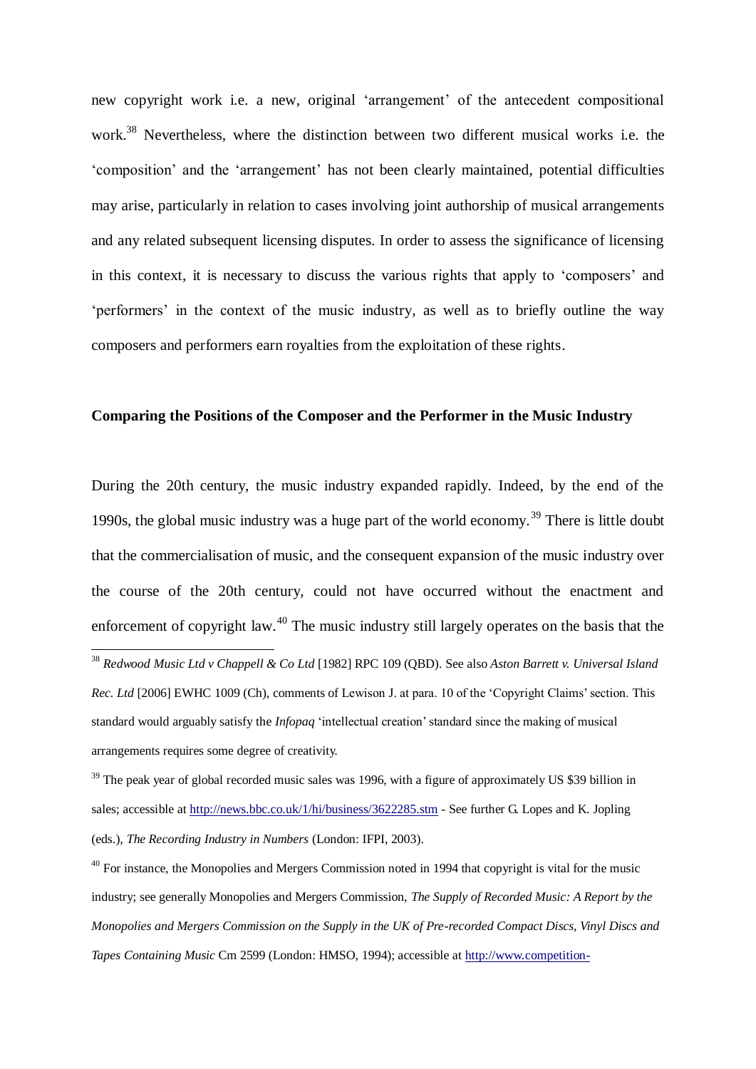new copyright work i.e. a new, original 'arrangement' of the antecedent compositional work.[38] Nevertheless, where the distinction between two different musical works i.e. the 'composition' and the 'arrangement' has not been clearly maintained, potential difficulties may arise, particularly in relation to cases involving joint authorship of musical arrangements and any related subsequent licensing disputes. In order to assess the significance of licensing in this context, it is necessary to discuss the various rights that apply to 'composers' and 'performers' in the context of the music industry, as well as to briefly outline the way composers and performers earn royalties from the exploitation of these rights.

**Comparing the Positions of the Composer and the Performer in the Music Industry**

During the 20th century, the music industry expanded rapidly. Indeed, by the end of the 1990s, the global music industry was a huge part of the world economy.[39] There is little doubt that the commercialisation of music, and the consequent expansion of the music industry over the course of the 20th century, could not have occurred without the enactment and enforcement of copyright law.[40] The music industry still largely operates on the basis that the

---

[38] *Redwood Music Ltd v Chappell & Co Ltd* [1982] RPC 109 (QBD). See also *Aston Barrett v. Universal Island Rec. Ltd* [2006] EWHC 1009 (Ch), comments of Lewison J. at para. 10 of the 'Copyright Claims' section. This standard would arguably satisfy the *Infopaq* 'intellectual creation' standard since the making of musical arrangements requires some degree of creativity.

[39] The peak year of global recorded music sales was 1996, with a figure of approximately US $39 billion in sales; accessible at http://news.bbc.co.uk/1/hi/business/3622285.stm - See further G. Lopes and K. Jopling (eds.), *The Recording Industry in Numbers* (London: IFPI, 2003).

[40] For instance, the Monopolies and Mergers Commission noted in 1994 that copyright is vital for the music industry; see generally Monopolies and Mergers Commission, *The Supply of Recorded Music: A Report by the Monopolies and Mergers Commission on the Supply in the UK of Pre-recorded Compact Discs, Vinyl Discs and Tapes Containing Music* Cm 2599 (London: HMSO, 1994); accessible at http://www.competition-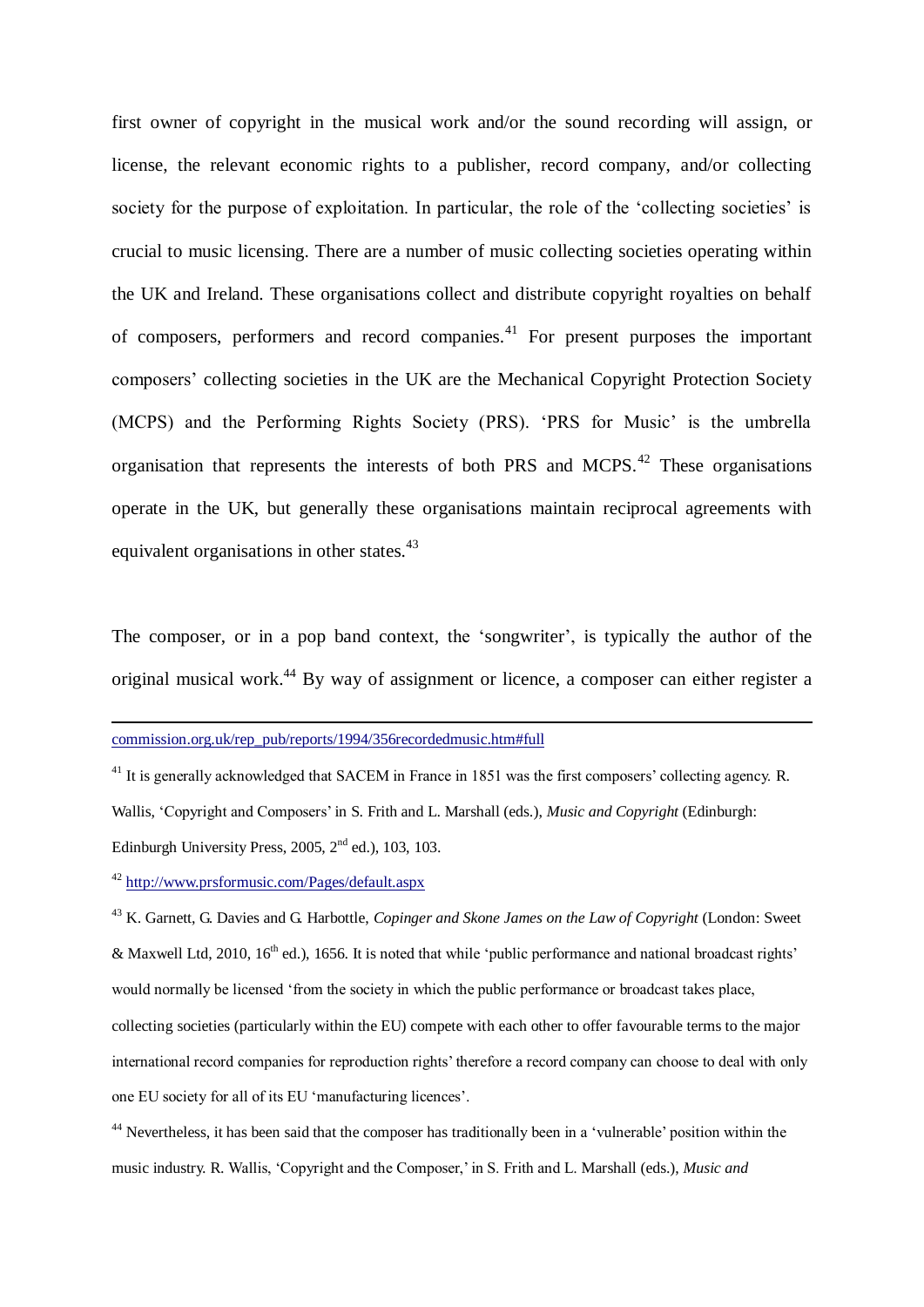first owner of copyright in the musical work and/or the sound recording will assign, or license, the relevant economic rights to a publisher, record company, and/or collecting society for the purpose of exploitation. In particular, the role of the 'collecting societies' is crucial to music licensing. There are a number of music collecting societies operating within the UK and Ireland. These organisations collect and distribute copyright royalties on behalf of composers, performers and record companies.[41] For present purposes the important composers' collecting societies in the UK are the Mechanical Copyright Protection Society (MCPS) and the Performing Rights Society (PRS). 'PRS for Music' is the umbrella organisation that represents the interests of both PRS and MCPS.[42] These organisations operate in the UK, but generally these organisations maintain reciprocal agreements with equivalent organisations in other states.[43]

The composer, or in a pop band context, the 'songwriter', is typically the author of the original musical work.[44] By way of assignment or licence, a composer can either register a

---

commission.org.uk/rep_pub/reports/1994/356recordedmusic.htm#full

[41] It is generally acknowledged that SACEM in France in 1851 was the first composers' collecting agency. R. Wallis, 'Copyright and Composers' in S. Frith and L. Marshall (eds.), *Music and Copyright* (Edinburgh: Edinburgh University Press, 2005, 2nd ed.), 103, 103.

[42] http://www.prsformusic.com/Pages/default.aspx

[43] K. Garnett, G. Davies and G. Harbottle, *Copinger and Skone James on the Law of Copyright* (London: Sweet & Maxwell Ltd, 2010, 16th ed.), 1656. It is noted that while 'public performance and national broadcast rights' would normally be licensed 'from the society in which the public performance or broadcast takes place, collecting societies (particularly within the EU) compete with each other to offer favourable terms to the major international record companies for reproduction rights' therefore a record company can choose to deal with only one EU society for all of its EU 'manufacturing licences'.

[44] Nevertheless, it has been said that the composer has traditionally been in a 'vulnerable' position within the music industry. R. Wallis, 'Copyright and the Composer,' in S. Frith and L. Marshall (eds.), *Music and*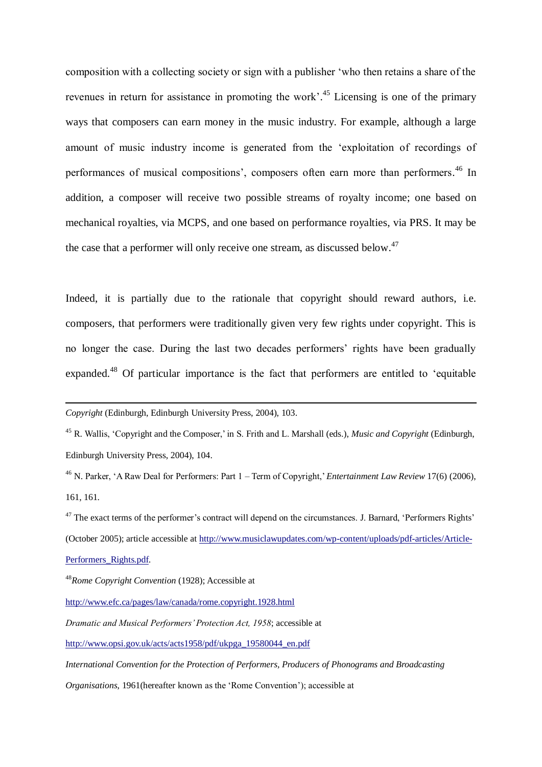composition with a collecting society or sign with a publisher 'who then retains a share of the revenues in return for assistance in promoting the work'.[45] Licensing is one of the primary ways that composers can earn money in the music industry. For example, although a large amount of music industry income is generated from the 'exploitation of recordings of performances of musical compositions', composers often earn more than performers.[46] In addition, a composer will receive two possible streams of royalty income; one based on mechanical royalties, via MCPS, and one based on performance royalties, via PRS. It may be the case that a performer will only receive one stream, as discussed below.[47]

Indeed, it is partially due to the rationale that copyright should reward authors, i.e. composers, that performers were traditionally given very few rights under copyright. This is no longer the case. During the last two decades performers' rights have been gradually expanded.[48] Of particular importance is the fact that performers are entitled to 'equitable

---

*Copyright* (Edinburgh, Edinburgh University Press, 2004), 103.

[45] R. Wallis, 'Copyright and the Composer,' in S. Frith and L. Marshall (eds.), *Music and Copyright* (Edinburgh, Edinburgh University Press, 2004), 104.

[46] N. Parker, 'A Raw Deal for Performers: Part 1 – Term of Copyright,' *Entertainment Law Review* 17(6) (2006), 161, 161.

[47] The exact terms of the performer's contract will depend on the circumstances. J. Barnard, 'Performers Rights' (October 2005); article accessible at http://www.musiclawupdates.com/wp-content/uploads/pdf-articles/Article-Performers_Rights.pdf.

[48] *Rome Copyright Convention* (1928); Accessible at http://www.efc.ca/pages/law/canada/rome.copyright.1928.html

*Dramatic and Musical Performers' Protection Act, 1958*; accessible at http://www.opsi.gov.uk/acts/acts1958/pdf/ukpga_19580044_en.pdf

*International Convention for the Protection of Performers, Producers of Phonograms and Broadcasting Organisations,* 1961(hereafter known as the 'Rome Convention'); accessible at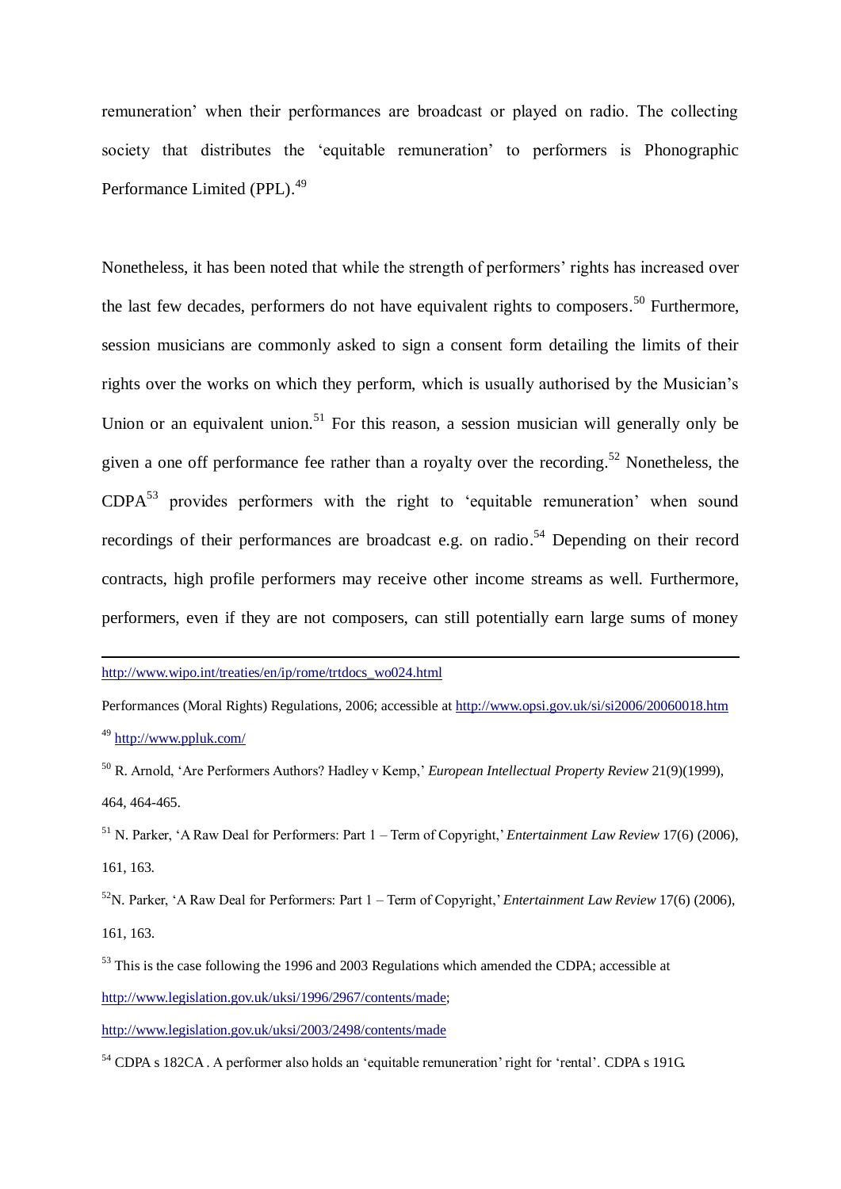remuneration' when their performances are broadcast or played on radio. The collecting society that distributes the 'equitable remuneration' to performers is Phonographic Performance Limited (PPL).[49]

Nonetheless, it has been noted that while the strength of performers' rights has increased over the last few decades, performers do not have equivalent rights to composers.[50] Furthermore, session musicians are commonly asked to sign a consent form detailing the limits of their rights over the works on which they perform, which is usually authorised by the Musician's Union or an equivalent union.[51] For this reason, a session musician will generally only be given a one off performance fee rather than a royalty over the recording.[52] Nonetheless, the CDPA[53] provides performers with the right to 'equitable remuneration' when sound recordings of their performances are broadcast e.g. on radio.[54] Depending on their record contracts, high profile performers may receive other income streams as well. Furthermore, performers, even if they are not composers, can still potentially earn large sums of money

---

http://www.wipo.int/treaties/en/ip/rome/trtdocs_wo024.html

Performances (Moral Rights) Regulations, 2006; accessible at http://www.opsi.gov.uk/si/si2006/20060018.htm

[49] http://www.ppluk.com/

[50] R. Arnold, 'Are Performers Authors? Hadley v Kemp,' *European Intellectual Property Review* 21(9)(1999), 464, 464-465.

[51] N. Parker, 'A Raw Deal for Performers: Part 1 – Term of Copyright,' *Entertainment Law Review* 17(6) (2006), 161, 163.

[52] N. Parker, 'A Raw Deal for Performers: Part 1 – Term of Copyright,' *Entertainment Law Review* 17(6) (2006), 161, 163.

[53] This is the case following the 1996 and 2003 Regulations which amended the CDPA; accessible at http://www.legislation.gov.uk/uksi/1996/2967/contents/made; http://www.legislation.gov.uk/uksi/2003/2498/contents/made

[54] CDPA s 182CA . A performer also holds an 'equitable remuneration' right for 'rental'. CDPA s 191G.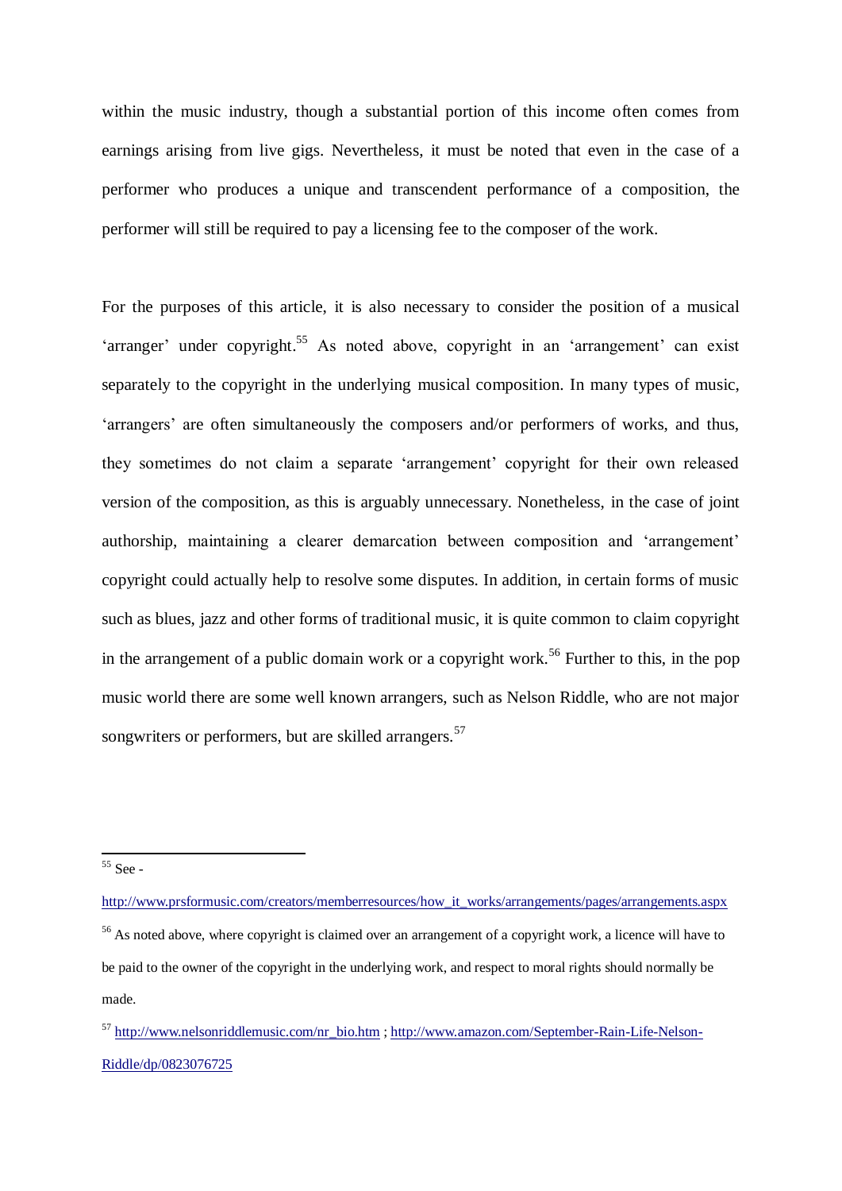within the music industry, though a substantial portion of this income often comes from earnings arising from live gigs. Nevertheless, it must be noted that even in the case of a performer who produces a unique and transcendent performance of a composition, the performer will still be required to pay a licensing fee to the composer of the work.

For the purposes of this article, it is also necessary to consider the position of a musical 'arranger' under copyright.[55] As noted above, copyright in an 'arrangement' can exist separately to the copyright in the underlying musical composition. In many types of music, 'arrangers' are often simultaneously the composers and/or performers of works, and thus, they sometimes do not claim a separate 'arrangement' copyright for their own released version of the composition, as this is arguably unnecessary. Nonetheless, in the case of joint authorship, maintaining a clearer demarcation between composition and 'arrangement' copyright could actually help to resolve some disputes. In addition, in certain forms of music such as blues, jazz and other forms of traditional music, it is quite common to claim copyright in the arrangement of a public domain work or a copyright work.[56] Further to this, in the pop music world there are some well known arrangers, such as Nelson Riddle, who are not major songwriters or performers, but are skilled arrangers.[57]

---

[55] See - http://www.prsformusic.com/creators/memberresources/how_it_works/arrangements/pages/arrangements.aspx

[56] As noted above, where copyright is claimed over an arrangement of a copyright work, a licence will have to be paid to the owner of the copyright in the underlying work, and respect to moral rights should normally be made.

[57] http://www.nelsonriddlemusic.com/nr_bio.htm ; http://www.amazon.com/September-Rain-Life-Nelson-Riddle/dp/0823076725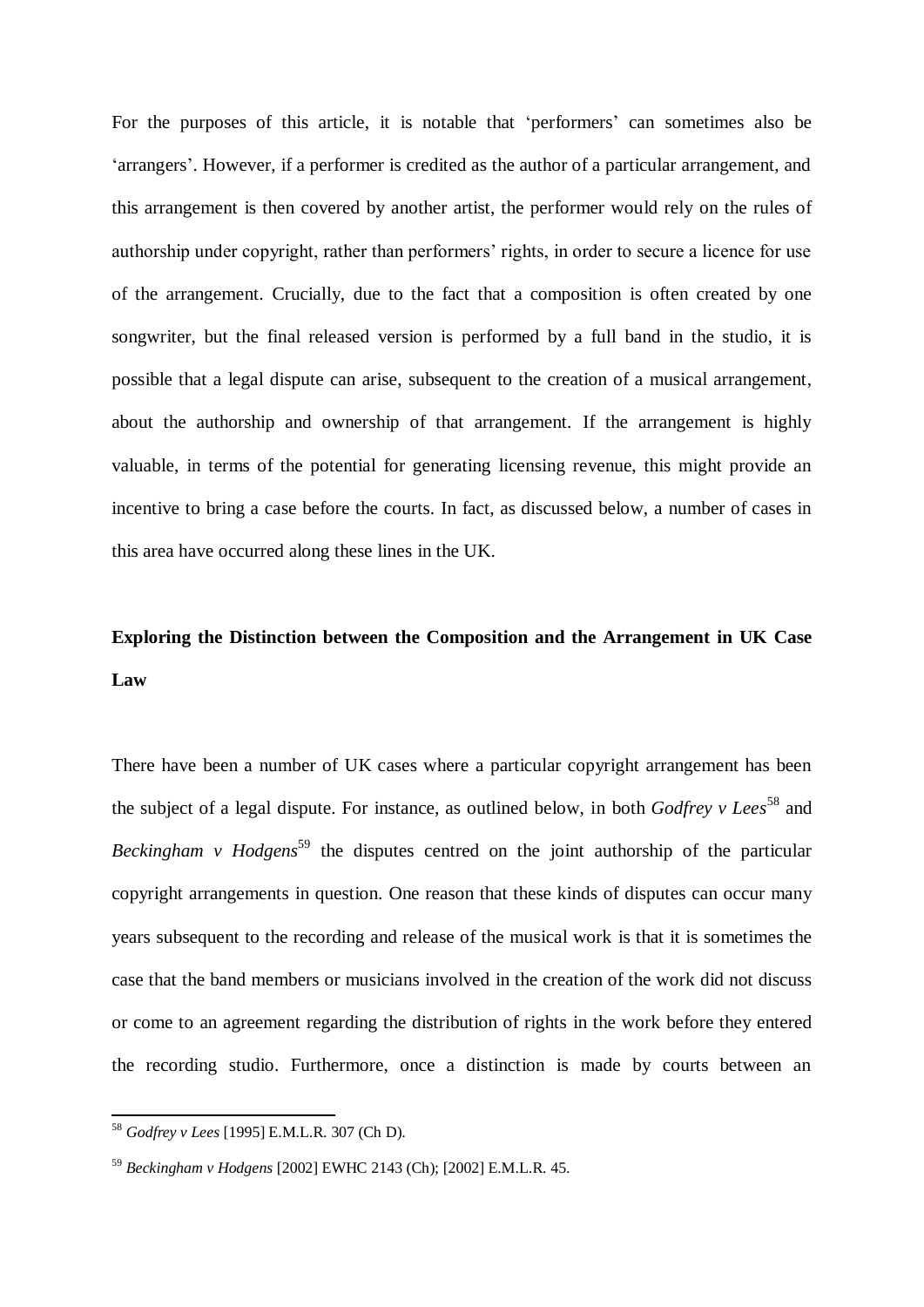For the purposes of this article, it is notable that 'performers' can sometimes also be 'arrangers'. However, if a performer is credited as the author of a particular arrangement, and this arrangement is then covered by another artist, the performer would rely on the rules of authorship under copyright, rather than performers' rights, in order to secure a licence for use of the arrangement. Crucially, due to the fact that a composition is often created by one songwriter, but the final released version is performed by a full band in the studio, it is possible that a legal dispute can arise, subsequent to the creation of a musical arrangement, about the authorship and ownership of that arrangement. If the arrangement is highly valuable, in terms of the potential for generating licensing revenue, this might provide an incentive to bring a case before the courts. In fact, as discussed below, a number of cases in this area have occurred along these lines in the UK.

## Exploring the Distinction between the Composition and the Arrangement in UK Case Law

There have been a number of UK cases where a particular copyright arrangement has been the subject of a legal dispute. For instance, as outlined below, in both *Godfrey v Lees*[58] and *Beckingham v Hodgens*[59] the disputes centred on the joint authorship of the particular copyright arrangements in question. One reason that these kinds of disputes can occur many years subsequent to the recording and release of the musical work is that it is sometimes the case that the band members or musicians involved in the creation of the work did not discuss or come to an agreement regarding the distribution of rights in the work before they entered the recording studio. Furthermore, once a distinction is made by courts between an

---

[58] *Godfrey v Lees* [1995] E.M.L.R. 307 (Ch D).

[59] *Beckingham v Hodgens* [2002] EWHC 2143 (Ch); [2002] E.M.L.R. 45.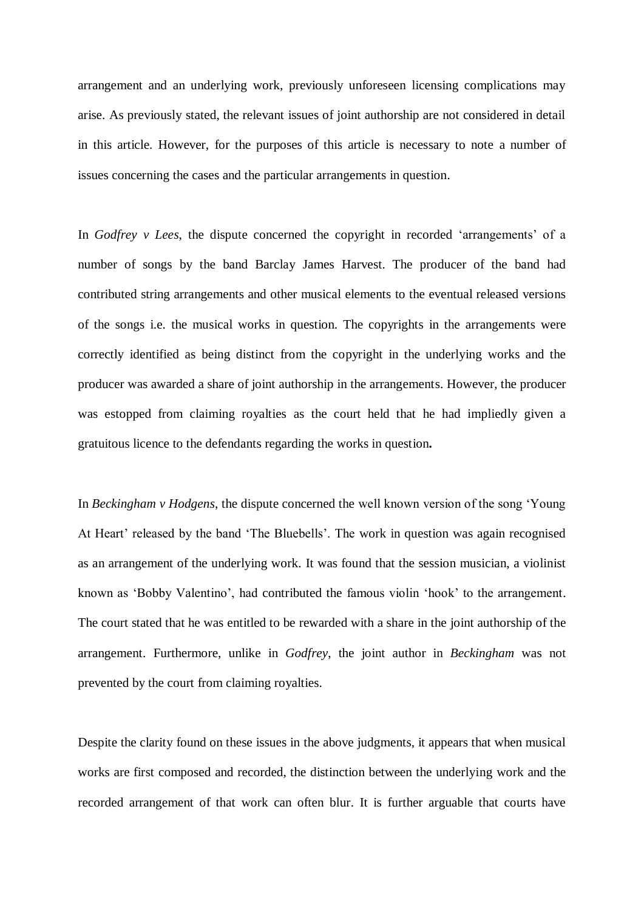arrangement and an underlying work, previously unforeseen licensing complications may arise. As previously stated, the relevant issues of joint authorship are not considered in detail in this article. However, for the purposes of this article is necessary to note a number of issues concerning the cases and the particular arrangements in question.

In *Godfrey v Lees*, the dispute concerned the copyright in recorded 'arrangements' of a number of songs by the band Barclay James Harvest. The producer of the band had contributed string arrangements and other musical elements to the eventual released versions of the songs i.e. the musical works in question. The copyrights in the arrangements were correctly identified as being distinct from the copyright in the underlying works and the producer was awarded a share of joint authorship in the arrangements. However, the producer was estopped from claiming royalties as the court held that he had impliedly given a gratuitous licence to the defendants regarding the works in question**.**

In *Beckingham v Hodgens*, the dispute concerned the well known version of the song 'Young At Heart' released by the band 'The Bluebells'. The work in question was again recognised as an arrangement of the underlying work. It was found that the session musician, a violinist known as 'Bobby Valentino', had contributed the famous violin 'hook' to the arrangement. The court stated that he was entitled to be rewarded with a share in the joint authorship of the arrangement. Furthermore, unlike in *Godfrey*, the joint author in *Beckingham* was not prevented by the court from claiming royalties.

Despite the clarity found on these issues in the above judgments, it appears that when musical works are first composed and recorded, the distinction between the underlying work and the recorded arrangement of that work can often blur. It is further arguable that courts have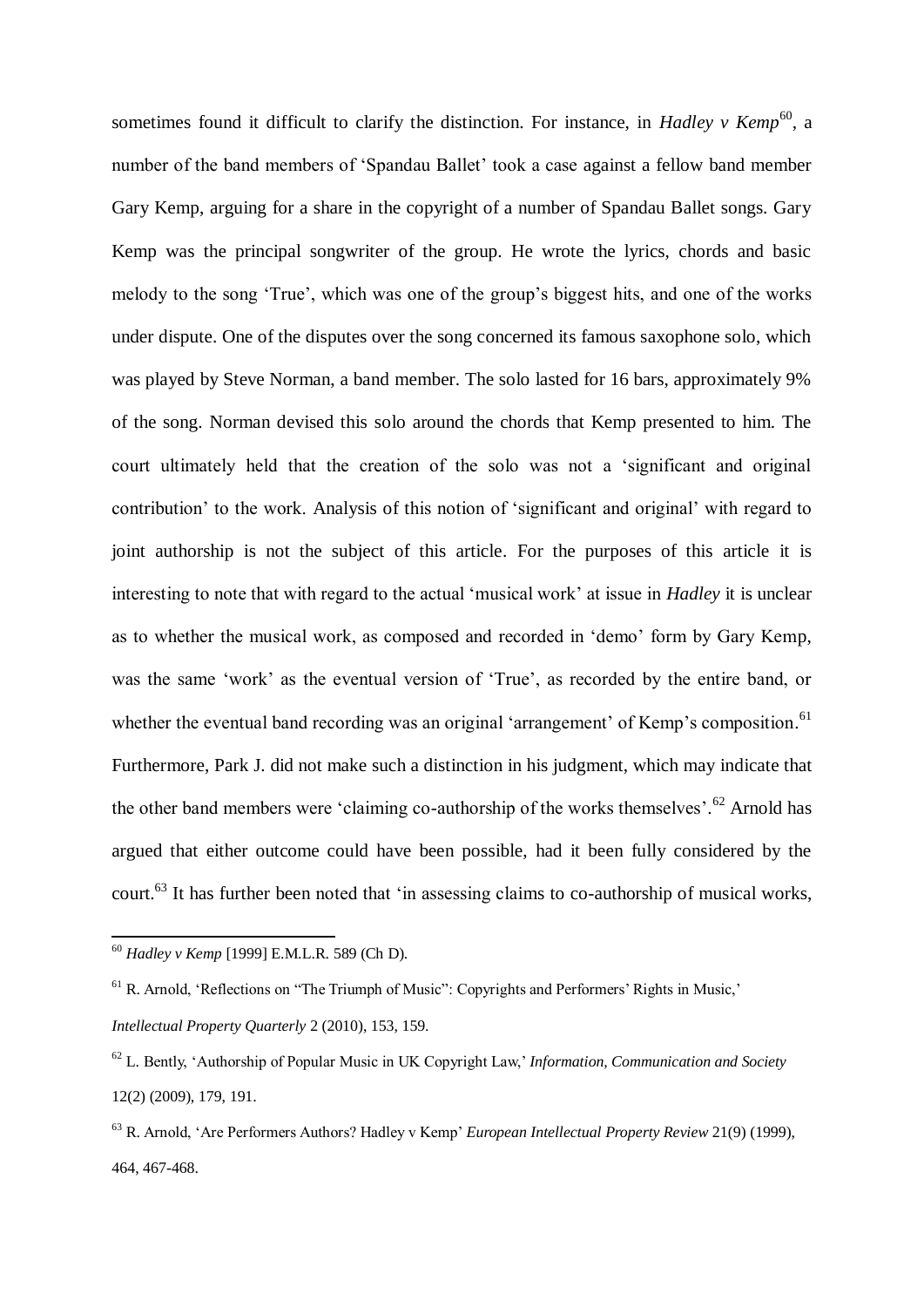sometimes found it difficult to clarify the distinction. For instance, in *Hadley v Kemp*[60], a number of the band members of 'Spandau Ballet' took a case against a fellow band member Gary Kemp, arguing for a share in the copyright of a number of Spandau Ballet songs. Gary Kemp was the principal songwriter of the group. He wrote the lyrics, chords and basic melody to the song 'True', which was one of the group's biggest hits, and one of the works under dispute. One of the disputes over the song concerned its famous saxophone solo, which was played by Steve Norman, a band member. The solo lasted for 16 bars, approximately 9% of the song. Norman devised this solo around the chords that Kemp presented to him. The court ultimately held that the creation of the solo was not a 'significant and original contribution' to the work. Analysis of this notion of 'significant and original' with regard to joint authorship is not the subject of this article. For the purposes of this article it is interesting to note that with regard to the actual 'musical work' at issue in *Hadley* it is unclear as to whether the musical work, as composed and recorded in 'demo' form by Gary Kemp, was the same 'work' as the eventual version of 'True', as recorded by the entire band, or whether the eventual band recording was an original 'arrangement' of Kemp's composition.[61] Furthermore, Park J. did not make such a distinction in his judgment, which may indicate that the other band members were 'claiming co-authorship of the works themselves'.[62] Arnold has argued that either outcome could have been possible, had it been fully considered by the court.[63] It has further been noted that 'in assessing claims to co-authorship of musical works,

---

[60] *Hadley v Kemp* [1999] E.M.L.R. 589 (Ch D).

[61] R. Arnold, 'Reflections on "The Triumph of Music": Copyrights and Performers' Rights in Music,' *Intellectual Property Quarterly* 2 (2010), 153, 159.

[62] L. Bently, 'Authorship of Popular Music in UK Copyright Law,' *Information, Communication and Society* 12(2) (2009), 179, 191.

[63] R. Arnold, 'Are Performers Authors? Hadley v Kemp' *European Intellectual Property Review* 21(9) (1999), 464, 467-468.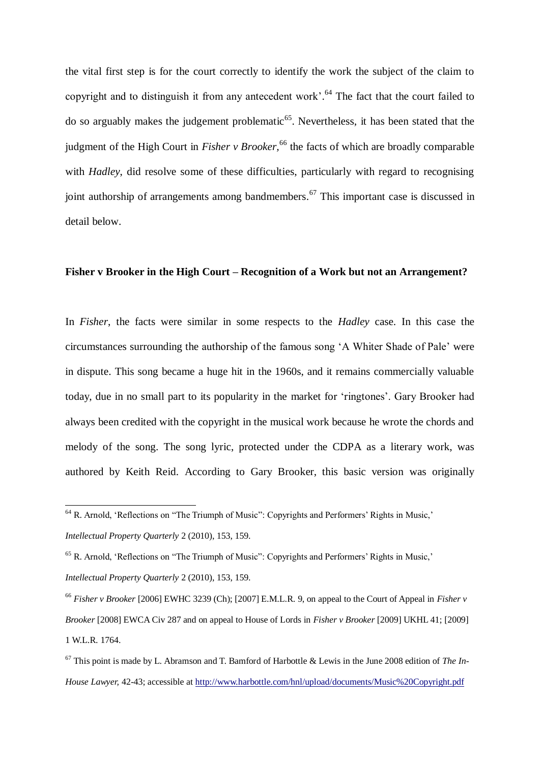the vital first step is for the court correctly to identify the work the subject of the claim to copyright and to distinguish it from any antecedent work'.[64] The fact that the court failed to do so arguably makes the judgement problematic[65]. Nevertheless, it has been stated that the judgment of the High Court in *Fisher v Brooker*,[66] the facts of which are broadly comparable with *Hadley*, did resolve some of these difficulties, particularly with regard to recognising joint authorship of arrangements among bandmembers.[67] This important case is discussed in detail below.

**Fisher v Brooker in the High Court – Recognition of a Work but not an Arrangement?**

In *Fisher*, the facts were similar in some respects to the *Hadley* case. In this case the circumstances surrounding the authorship of the famous song 'A Whiter Shade of Pale' were in dispute. This song became a huge hit in the 1960s, and it remains commercially valuable today, due in no small part to its popularity in the market for 'ringtones'. Gary Brooker had always been credited with the copyright in the musical work because he wrote the chords and melody of the song. The song lyric, protected under the CDPA as a literary work, was authored by Keith Reid. According to Gary Brooker, this basic version was originally

---

[64] R. Arnold, 'Reflections on "The Triumph of Music": Copyrights and Performers' Rights in Music,' *Intellectual Property Quarterly* 2 (2010), 153, 159.

[65] R. Arnold, 'Reflections on "The Triumph of Music": Copyrights and Performers' Rights in Music,' *Intellectual Property Quarterly* 2 (2010), 153, 159.

[66] *Fisher v Brooker* [2006] EWHC 3239 (Ch); [2007] E.M.L.R. 9, on appeal to the Court of Appeal in *Fisher v Brooker* [2008] EWCA Civ 287 and on appeal to House of Lords in *Fisher v Brooker* [2009] UKHL 41; [2009] 1 W.L.R. 1764.

[67] This point is made by L. Abramson and T. Bamford of Harbottle & Lewis in the June 2008 edition of *The In-House Lawyer,* 42-43; accessible at http://www.harbottle.com/hnl/upload/documents/Music%20Copyright.pdf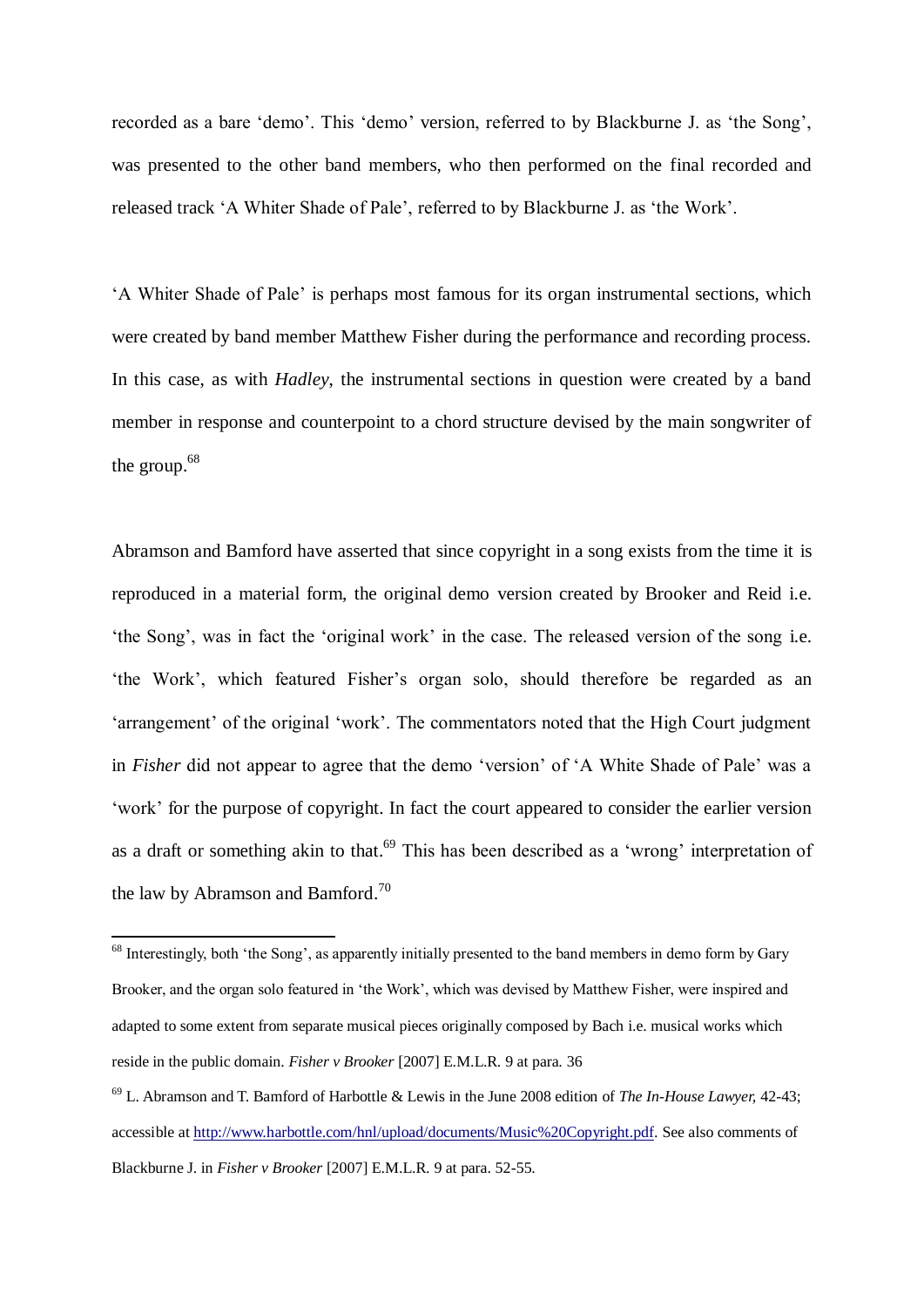recorded as a bare 'demo'. This 'demo' version, referred to by Blackburne J. as 'the Song', was presented to the other band members, who then performed on the final recorded and released track 'A Whiter Shade of Pale', referred to by Blackburne J. as 'the Work'.

'A Whiter Shade of Pale' is perhaps most famous for its organ instrumental sections, which were created by band member Matthew Fisher during the performance and recording process. In this case, as with *Hadley*, the instrumental sections in question were created by a band member in response and counterpoint to a chord structure devised by the main songwriter of the group.[68]

Abramson and Bamford have asserted that since copyright in a song exists from the time it is reproduced in a material form, the original demo version created by Brooker and Reid i.e. 'the Song', was in fact the 'original work' in the case. The released version of the song i.e. 'the Work', which featured Fisher's organ solo, should therefore be regarded as an 'arrangement' of the original 'work'. The commentators noted that the High Court judgment in *Fisher* did not appear to agree that the demo 'version' of 'A White Shade of Pale' was a 'work' for the purpose of copyright. In fact the court appeared to consider the earlier version as a draft or something akin to that.[69] This has been described as a 'wrong' interpretation of the law by Abramson and Bamford.[70]

---

[68] Interestingly, both 'the Song', as apparently initially presented to the band members in demo form by Gary Brooker, and the organ solo featured in 'the Work', which was devised by Matthew Fisher, were inspired and adapted to some extent from separate musical pieces originally composed by Bach i.e. musical works which reside in the public domain. *Fisher v Brooker* [2007] E.M.L.R. 9 at para. 36

[69] L. Abramson and T. Bamford of Harbottle & Lewis in the June 2008 edition of *The In-House Lawyer,* 42-43; accessible at http://www.harbottle.com/hnl/upload/documents/Music%20Copyright.pdf. See also comments of Blackburne J. in *Fisher v Brooker* [2007] E.M.L.R. 9 at para. 52-55.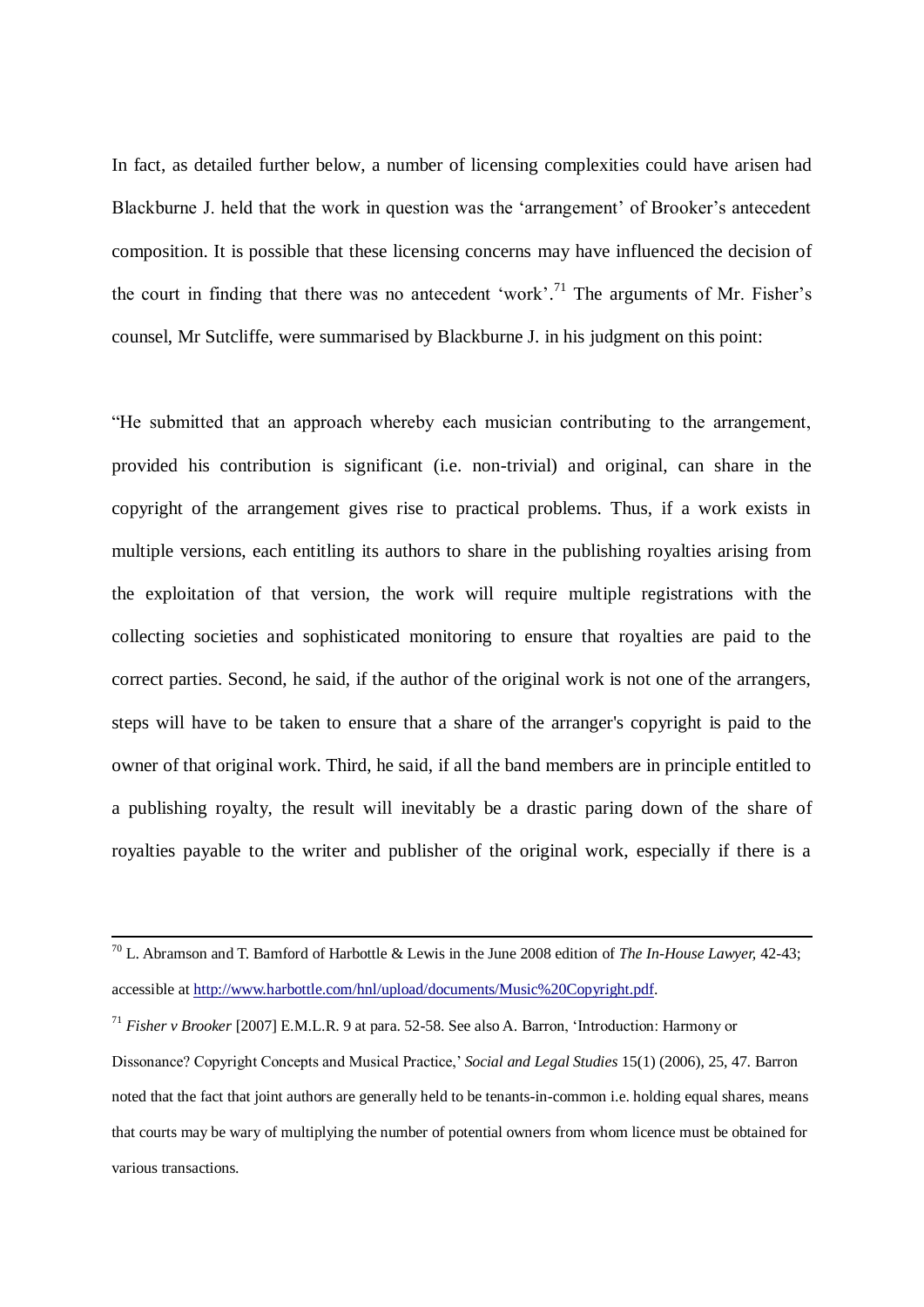In fact, as detailed further below, a number of licensing complexities could have arisen had Blackburne J. held that the work in question was the 'arrangement' of Brooker's antecedent composition. It is possible that these licensing concerns may have influenced the decision of the court in finding that there was no antecedent 'work'.[71] The arguments of Mr. Fisher's counsel, Mr Sutcliffe, were summarised by Blackburne J. in his judgment on this point:

"He submitted that an approach whereby each musician contributing to the arrangement, provided his contribution is significant (i.e. non-trivial) and original, can share in the copyright of the arrangement gives rise to practical problems. Thus, if a work exists in multiple versions, each entitling its authors to share in the publishing royalties arising from the exploitation of that version, the work will require multiple registrations with the collecting societies and sophisticated monitoring to ensure that royalties are paid to the correct parties. Second, he said, if the author of the original work is not one of the arrangers, steps will have to be taken to ensure that a share of the arranger's copyright is paid to the owner of that original work. Third, he said, if all the band members are in principle entitled to a publishing royalty, the result will inevitably be a drastic paring down of the share of royalties payable to the writer and publisher of the original work, especially if there is a

---

[70] L. Abramson and T. Bamford of Harbottle & Lewis in the June 2008 edition of *The In-House Lawyer,* 42-43; accessible at http://www.harbottle.com/hnl/upload/documents/Music%20Copyright.pdf.

[71] *Fisher v Brooker* [2007] E.M.L.R. 9 at para. 52-58. See also A. Barron, 'Introduction: Harmony or Dissonance? Copyright Concepts and Musical Practice,' *Social and Legal Studies* 15(1) (2006), 25, 47. Barron noted that the fact that joint authors are generally held to be tenants-in-common i.e. holding equal shares, means that courts may be wary of multiplying the number of potential owners from whom licence must be obtained for various transactions.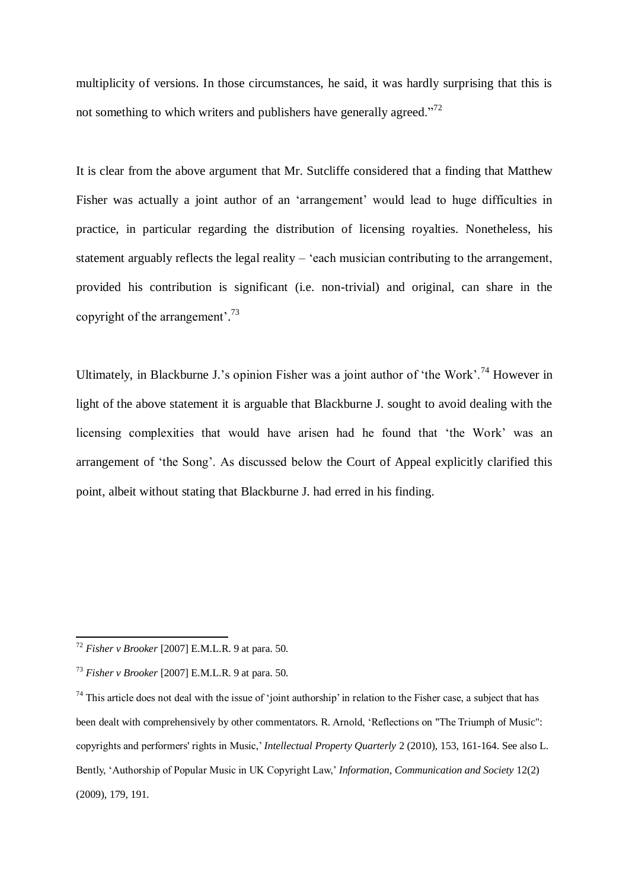multiplicity of versions. In those circumstances, he said, it was hardly surprising that this is not something to which writers and publishers have generally agreed."[72]

It is clear from the above argument that Mr. Sutcliffe considered that a finding that Matthew Fisher was actually a joint author of an 'arrangement' would lead to huge difficulties in practice, in particular regarding the distribution of licensing royalties. Nonetheless, his statement arguably reflects the legal reality – 'each musician contributing to the arrangement, provided his contribution is significant (i.e. non-trivial) and original, can share in the copyright of the arrangement'.[73]

Ultimately, in Blackburne J.'s opinion Fisher was a joint author of 'the Work'.[74] However in light of the above statement it is arguable that Blackburne J. sought to avoid dealing with the licensing complexities that would have arisen had he found that 'the Work' was an arrangement of 'the Song'. As discussed below the Court of Appeal explicitly clarified this point, albeit without stating that Blackburne J. had erred in his finding.

---

[72] *Fisher v Brooker* [2007] E.M.L.R. 9 at para. 50.

[73] *Fisher v Brooker* [2007] E.M.L.R. 9 at para. 50.

[74] This article does not deal with the issue of 'joint authorship' in relation to the Fisher case, a subject that has been dealt with comprehensively by other commentators. R. Arnold, 'Reflections on "The Triumph of Music": copyrights and performers' rights in Music,' *Intellectual Property Quarterly* 2 (2010), 153, 161-164. See also L. Bently, 'Authorship of Popular Music in UK Copyright Law,' *Information, Communication and Society* 12(2) (2009), 179, 191.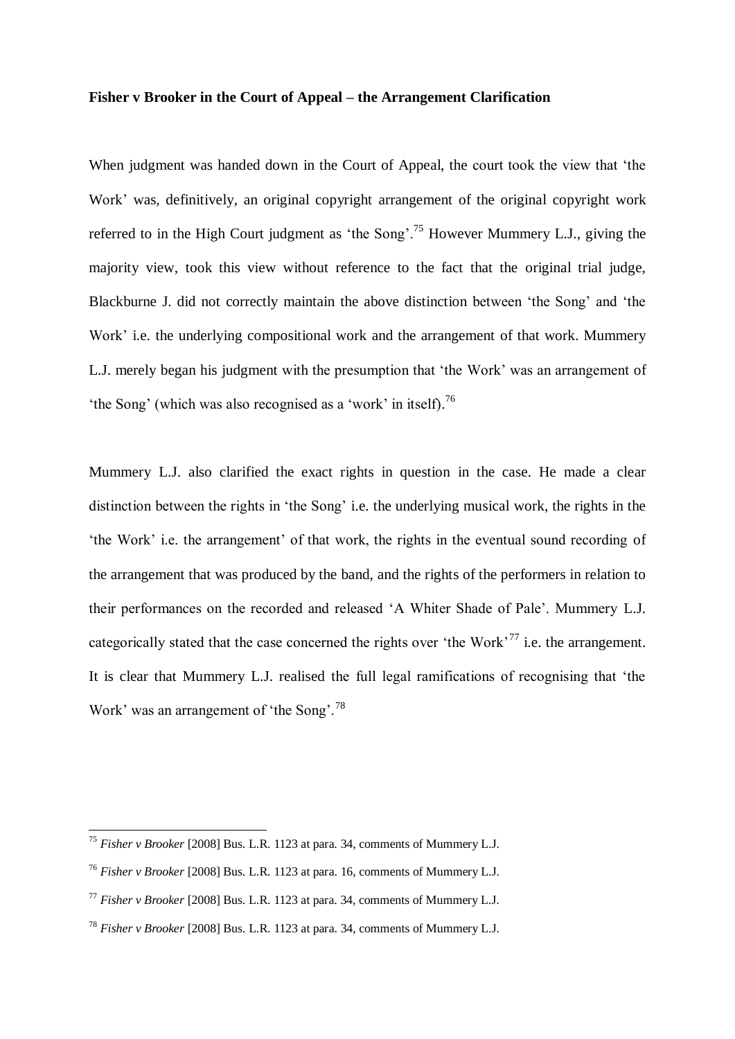**Fisher v Brooker in the Court of Appeal – the Arrangement Clarification**

When judgment was handed down in the Court of Appeal, the court took the view that 'the Work' was, definitively, an original copyright arrangement of the original copyright work referred to in the High Court judgment as 'the Song'.[75] However Mummery L.J., giving the majority view, took this view without reference to the fact that the original trial judge, Blackburne J. did not correctly maintain the above distinction between 'the Song' and 'the Work' i.e. the underlying compositional work and the arrangement of that work. Mummery L.J. merely began his judgment with the presumption that 'the Work' was an arrangement of 'the Song' (which was also recognised as a 'work' in itself).[76]

Mummery L.J. also clarified the exact rights in question in the case. He made a clear distinction between the rights in 'the Song' i.e. the underlying musical work, the rights in the 'the Work' i.e. the arrangement' of that work, the rights in the eventual sound recording of the arrangement that was produced by the band, and the rights of the performers in relation to their performances on the recorded and released 'A Whiter Shade of Pale'. Mummery L.J. categorically stated that the case concerned the rights over 'the Work'[77] i.e. the arrangement. It is clear that Mummery L.J. realised the full legal ramifications of recognising that 'the Work' was an arrangement of 'the Song'.[78]

---

[75] *Fisher v Brooker* [2008] Bus. L.R. 1123 at para. 34, comments of Mummery L.J.

[76] *Fisher v Brooker* [2008] Bus. L.R. 1123 at para. 16, comments of Mummery L.J.

[77] *Fisher v Brooker* [2008] Bus. L.R. 1123 at para. 34, comments of Mummery L.J.

[78] *Fisher v Brooker* [2008] Bus. L.R. 1123 at para. 34, comments of Mummery L.J.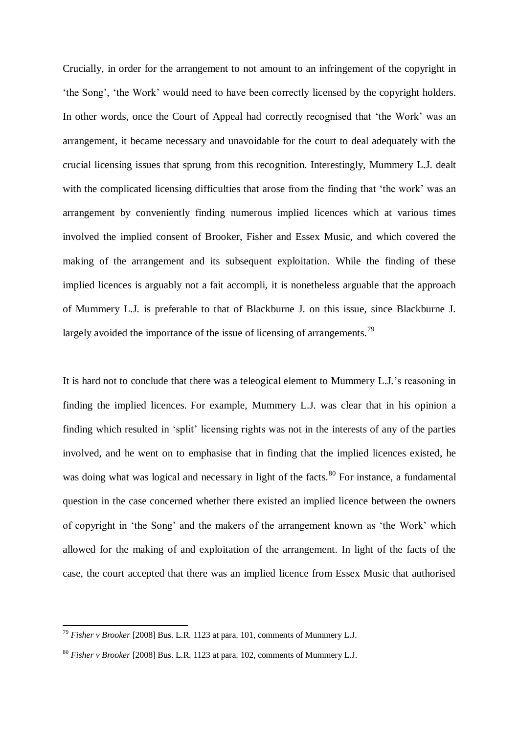Crucially, in order for the arrangement to not amount to an infringement of the copyright in 'the Song', 'the Work' would need to have been correctly licensed by the copyright holders. In other words, once the Court of Appeal had correctly recognised that 'the Work' was an arrangement, it became necessary and unavoidable for the court to deal adequately with the crucial licensing issues that sprung from this recognition. Interestingly, Mummery L.J. dealt with the complicated licensing difficulties that arose from the finding that 'the work' was an arrangement by conveniently finding numerous implied licences which at various times involved the implied consent of Brooker, Fisher and Essex Music, and which covered the making of the arrangement and its subsequent exploitation. While the finding of these implied licences is arguably not a fait accompli, it is nonetheless arguable that the approach of Mummery L.J. is preferable to that of Blackburne J. on this issue, since Blackburne J. largely avoided the importance of the issue of licensing of arrangements.[79]

It is hard not to conclude that there was a teleogical element to Mummery L.J.'s reasoning in finding the implied licences. For example, Mummery L.J. was clear that in his opinion a finding which resulted in 'split' licensing rights was not in the interests of any of the parties involved, and he went on to emphasise that in finding that the implied licences existed, he was doing what was logical and necessary in light of the facts.[80] For instance, a fundamental question in the case concerned whether there existed an implied licence between the owners of copyright in 'the Song' and the makers of the arrangement known as 'the Work' which allowed for the making of and exploitation of the arrangement. In light of the facts of the case, the court accepted that there was an implied licence from Essex Music that authorised

---

[79] *Fisher v Brooker* [2008] Bus. L.R. 1123 at para. 101, comments of Mummery L.J.

[80] *Fisher v Brooker* [2008] Bus. L.R. 1123 at para. 102, comments of Mummery L.J.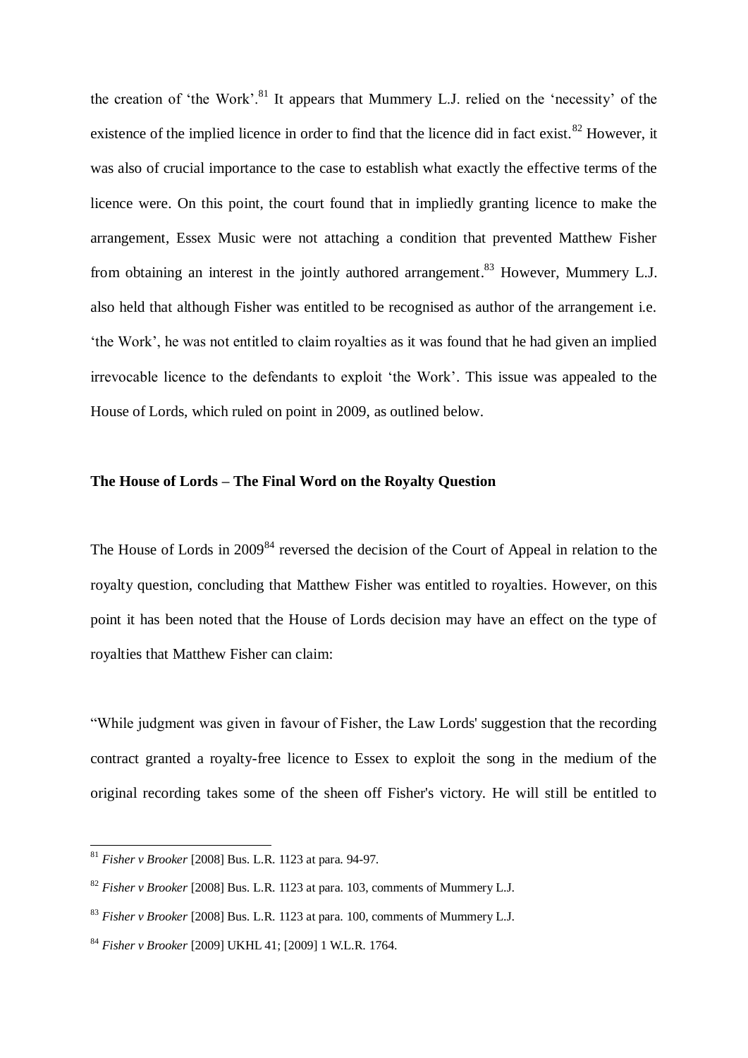the creation of 'the Work'.[81] It appears that Mummery L.J. relied on the 'necessity' of the existence of the implied licence in order to find that the licence did in fact exist.[82] However, it was also of crucial importance to the case to establish what exactly the effective terms of the licence were. On this point, the court found that in impliedly granting licence to make the arrangement, Essex Music were not attaching a condition that prevented Matthew Fisher from obtaining an interest in the jointly authored arrangement.[83] However, Mummery L.J. also held that although Fisher was entitled to be recognised as author of the arrangement i.e. 'the Work', he was not entitled to claim royalties as it was found that he had given an implied irrevocable licence to the defendants to exploit 'the Work'. This issue was appealed to the House of Lords, which ruled on point in 2009, as outlined below.

**The House of Lords – The Final Word on the Royalty Question**

The House of Lords in 2009[84] reversed the decision of the Court of Appeal in relation to the royalty question, concluding that Matthew Fisher was entitled to royalties. However, on this point it has been noted that the House of Lords decision may have an effect on the type of royalties that Matthew Fisher can claim:

"While judgment was given in favour of Fisher, the Law Lords' suggestion that the recording contract granted a royalty-free licence to Essex to exploit the song in the medium of the original recording takes some of the sheen off Fisher's victory. He will still be entitled to

---

[81] *Fisher v Brooker* [2008] Bus. L.R. 1123 at para. 94-97.

[82] *Fisher v Brooker* [2008] Bus. L.R. 1123 at para. 103, comments of Mummery L.J.

[83] *Fisher v Brooker* [2008] Bus. L.R. 1123 at para. 100, comments of Mummery L.J.

[84] *Fisher v Brooker* [2009] UKHL 41; [2009] 1 W.L.R. 1764.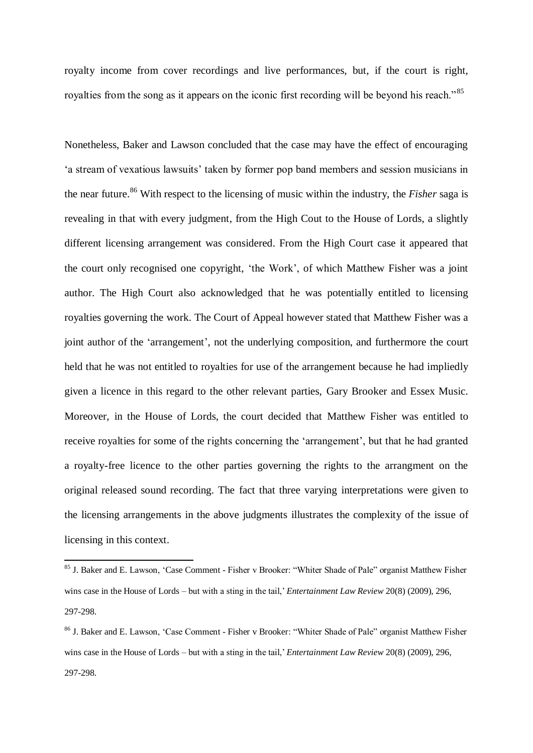royalty income from cover recordings and live performances, but, if the court is right, royalties from the song as it appears on the iconic first recording will be beyond his reach."[85]

Nonetheless, Baker and Lawson concluded that the case may have the effect of encouraging 'a stream of vexatious lawsuits' taken by former pop band members and session musicians in the near future.[86] With respect to the licensing of music within the industry, the *Fisher* saga is revealing in that with every judgment, from the High Cout to the House of Lords, a slightly different licensing arrangement was considered. From the High Court case it appeared that the court only recognised one copyright, 'the Work', of which Matthew Fisher was a joint author. The High Court also acknowledged that he was potentially entitled to licensing royalties governing the work. The Court of Appeal however stated that Matthew Fisher was a joint author of the 'arrangement', not the underlying composition, and furthermore the court held that he was not entitled to royalties for use of the arrangement because he had impliedly given a licence in this regard to the other relevant parties, Gary Brooker and Essex Music. Moreover, in the House of Lords, the court decided that Matthew Fisher was entitled to receive royalties for some of the rights concerning the 'arrangement', but that he had granted a royalty-free licence to the other parties governing the rights to the arrangment on the original released sound recording. The fact that three varying interpretations were given to the licensing arrangements in the above judgments illustrates the complexity of the issue of licensing in this context.

---

[85] J. Baker and E. Lawson, 'Case Comment - Fisher v Brooker: "Whiter Shade of Pale" organist Matthew Fisher wins case in the House of Lords – but with a sting in the tail,' *Entertainment Law Review* 20(8) (2009), 296, 297-298.

[86] J. Baker and E. Lawson, 'Case Comment - Fisher v Brooker: "Whiter Shade of Pale" organist Matthew Fisher wins case in the House of Lords – but with a sting in the tail,' *Entertainment Law Review* 20(8) (2009), 296, 297-298.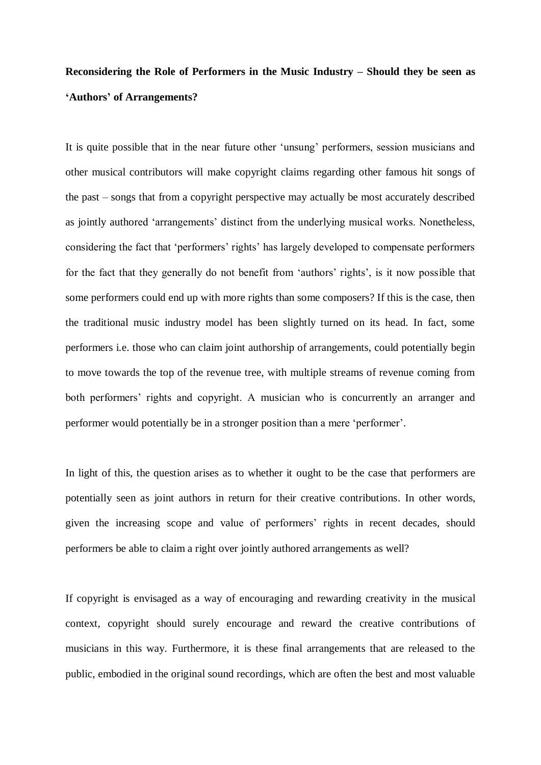**Reconsidering the Role of Performers in the Music Industry – Should they be seen as 'Authors' of Arrangements?**

It is quite possible that in the near future other 'unsung' performers, session musicians and other musical contributors will make copyright claims regarding other famous hit songs of the past – songs that from a copyright perspective may actually be most accurately described as jointly authored 'arrangements' distinct from the underlying musical works. Nonetheless, considering the fact that 'performers' rights' has largely developed to compensate performers for the fact that they generally do not benefit from 'authors' rights', is it now possible that some performers could end up with more rights than some composers? If this is the case, then the traditional music industry model has been slightly turned on its head. In fact, some performers i.e. those who can claim joint authorship of arrangements, could potentially begin to move towards the top of the revenue tree, with multiple streams of revenue coming from both performers' rights and copyright. A musician who is concurrently an arranger and performer would potentially be in a stronger position than a mere 'performer'.

In light of this, the question arises as to whether it ought to be the case that performers are potentially seen as joint authors in return for their creative contributions. In other words, given the increasing scope and value of performers' rights in recent decades, should performers be able to claim a right over jointly authored arrangements as well?

If copyright is envisaged as a way of encouraging and rewarding creativity in the musical context, copyright should surely encourage and reward the creative contributions of musicians in this way. Furthermore, it is these final arrangements that are released to the public, embodied in the original sound recordings, which are often the best and most valuable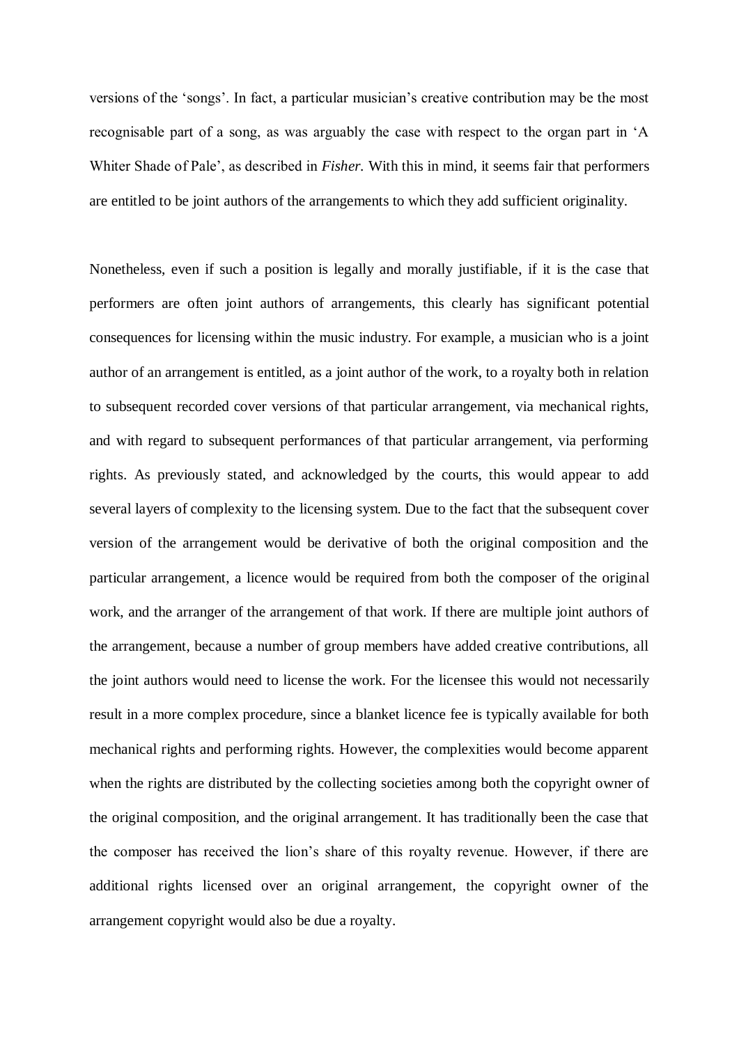versions of the 'songs'. In fact, a particular musician's creative contribution may be the most recognisable part of a song, as was arguably the case with respect to the organ part in 'A Whiter Shade of Pale', as described in *Fisher.* With this in mind, it seems fair that performers are entitled to be joint authors of the arrangements to which they add sufficient originality.

Nonetheless, even if such a position is legally and morally justifiable, if it is the case that performers are often joint authors of arrangements, this clearly has significant potential consequences for licensing within the music industry. For example, a musician who is a joint author of an arrangement is entitled, as a joint author of the work, to a royalty both in relation to subsequent recorded cover versions of that particular arrangement, via mechanical rights, and with regard to subsequent performances of that particular arrangement, via performing rights. As previously stated, and acknowledged by the courts, this would appear to add several layers of complexity to the licensing system. Due to the fact that the subsequent cover version of the arrangement would be derivative of both the original composition and the particular arrangement, a licence would be required from both the composer of the original work, and the arranger of the arrangement of that work. If there are multiple joint authors of the arrangement, because a number of group members have added creative contributions, all the joint authors would need to license the work. For the licensee this would not necessarily result in a more complex procedure, since a blanket licence fee is typically available for both mechanical rights and performing rights. However, the complexities would become apparent when the rights are distributed by the collecting societies among both the copyright owner of the original composition, and the original arrangement. It has traditionally been the case that the composer has received the lion's share of this royalty revenue. However, if there are additional rights licensed over an original arrangement, the copyright owner of the arrangement copyright would also be due a royalty.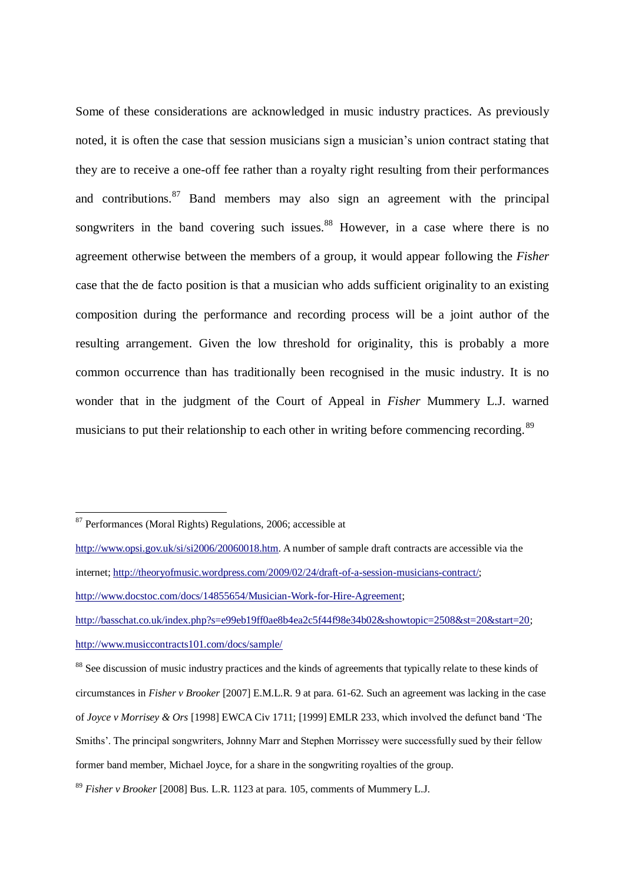Some of these considerations are acknowledged in music industry practices. As previously noted, it is often the case that session musicians sign a musician's union contract stating that they are to receive a one-off fee rather than a royalty right resulting from their performances and contributions.[87] Band members may also sign an agreement with the principal songwriters in the band covering such issues.[88] However, in a case where there is no agreement otherwise between the members of a group, it would appear following the *Fisher* case that the de facto position is that a musician who adds sufficient originality to an existing composition during the performance and recording process will be a joint author of the resulting arrangement. Given the low threshold for originality, this is probably a more common occurrence than has traditionally been recognised in the music industry. It is no wonder that in the judgment of the Court of Appeal in *Fisher* Mummery L.J. warned musicians to put their relationship to each other in writing before commencing recording.[89]

---

[87] Performances (Moral Rights) Regulations, 2006; accessible at http://www.opsi.gov.uk/si/si2006/20060018.htm. A number of sample draft contracts are accessible via the internet; http://theoryofmusic.wordpress.com/2009/02/24/draft-of-a-session-musicians-contract/; http://www.docstoc.com/docs/14855654/Musician-Work-for-Hire-Agreement; http://basschat.co.uk/index.php?s=e99eb19ff0ae8b4ea2c5f44f98e34b02&showtopic=2508&st=20&start=20; http://www.musiccontracts101.com/docs/sample/

[88] See discussion of music industry practices and the kinds of agreements that typically relate to these kinds of circumstances in *Fisher v Brooker* [2007] E.M.L.R. 9 at para. 61-62. Such an agreement was lacking in the case of *Joyce v Morrisey & Ors* [1998] EWCA Civ 1711; [1999] EMLR 233, which involved the defunct band 'The Smiths'. The principal songwriters, Johnny Marr and Stephen Morrissey were successfully sued by their fellow former band member, Michael Joyce, for a share in the songwriting royalties of the group.

[89] *Fisher v Brooker* [2008] Bus. L.R. 1123 at para. 105, comments of Mummery L.J.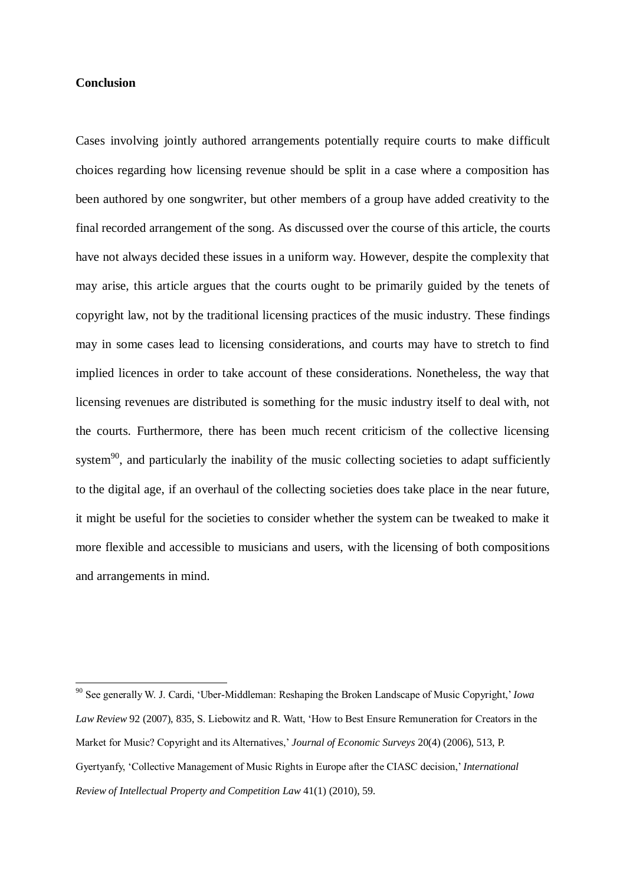**Conclusion**

Cases involving jointly authored arrangements potentially require courts to make difficult choices regarding how licensing revenue should be split in a case where a composition has been authored by one songwriter, but other members of a group have added creativity to the final recorded arrangement of the song. As discussed over the course of this article, the courts have not always decided these issues in a uniform way. However, despite the complexity that may arise, this article argues that the courts ought to be primarily guided by the tenets of copyright law, not by the traditional licensing practices of the music industry. These findings may in some cases lead to licensing considerations, and courts may have to stretch to find implied licences in order to take account of these considerations. Nonetheless, the way that licensing revenues are distributed is something for the music industry itself to deal with, not the courts. Furthermore, there has been much recent criticism of the collective licensing system[90], and particularly the inability of the music collecting societies to adapt sufficiently to the digital age, if an overhaul of the collecting societies does take place in the near future, it might be useful for the societies to consider whether the system can be tweaked to make it more flexible and accessible to musicians and users, with the licensing of both compositions and arrangements in mind.

---

[90] See generally W. J. Cardi, 'Uber-Middleman: Reshaping the Broken Landscape of Music Copyright,' *Iowa Law Review* 92 (2007), 835, S. Liebowitz and R. Watt, 'How to Best Ensure Remuneration for Creators in the Market for Music? Copyright and its Alternatives,' *Journal of Economic Surveys* 20(4) (2006), 513, P. Gyertyanfy, 'Collective Management of Music Rights in Europe after the CIASC decision,' *International Review of Intellectual Property and Competition Law* 41(1) (2010), 59.